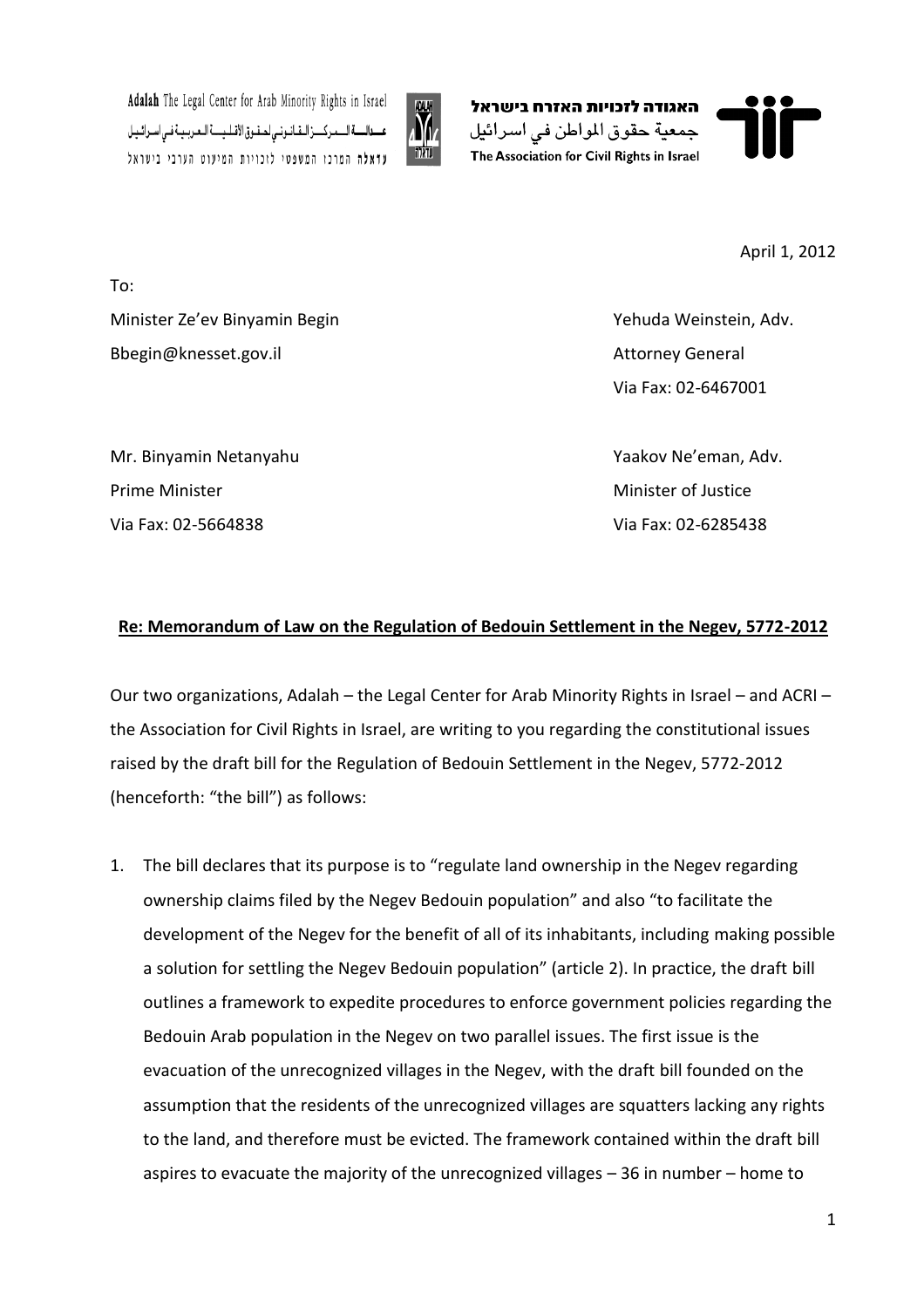Adalah The Legal Center for Arab Minority Rights in Israel
عدالة المركز القانوني لحقوق الأقلية العربية في اسرائيل
עדאלה המרכז המשפטי לזכויות המיעוט הערבי בישראל

האגודה לזכויות האזרח בישראל
جمعية حقوق المواطن في اسرائيل
The Association for Civil Rights in Israel

April 1, 2012

To:

Minister Ze'ev Binyamin Begin
Bbegin@knesset.gov.il

Yehuda Weinstein, Adv.
Attorney General
Via Fax: 02-6467001

Mr. Binyamin Netanyahu
Prime Minister
Via Fax: 02-5664838

Yaakov Ne'eman, Adv.
Minister of Justice
Via Fax: 02-6285438

**Re: Memorandum of Law on the Regulation of Bedouin Settlement in the Negev, 5772-2012**

Our two organizations, Adalah – the Legal Center for Arab Minority Rights in Israel – and ACRI – the Association for Civil Rights in Israel, are writing to you regarding the constitutional issues raised by the draft bill for the Regulation of Bedouin Settlement in the Negev, 5772-2012 (henceforth: "the bill") as follows:

1. The bill declares that its purpose is to "regulate land ownership in the Negev regarding ownership claims filed by the Negev Bedouin population" and also "to facilitate the development of the Negev for the benefit of all of its inhabitants, including making possible a solution for settling the Negev Bedouin population" (article 2). In practice, the draft bill outlines a framework to expedite procedures to enforce government policies regarding the Bedouin Arab population in the Negev on two parallel issues. The first issue is the evacuation of the unrecognized villages in the Negev, with the draft bill founded on the assumption that the residents of the unrecognized villages are squatters lacking any rights to the land, and therefore must be evicted. The framework contained within the draft bill aspires to evacuate the majority of the unrecognized villages – 36 in number – home to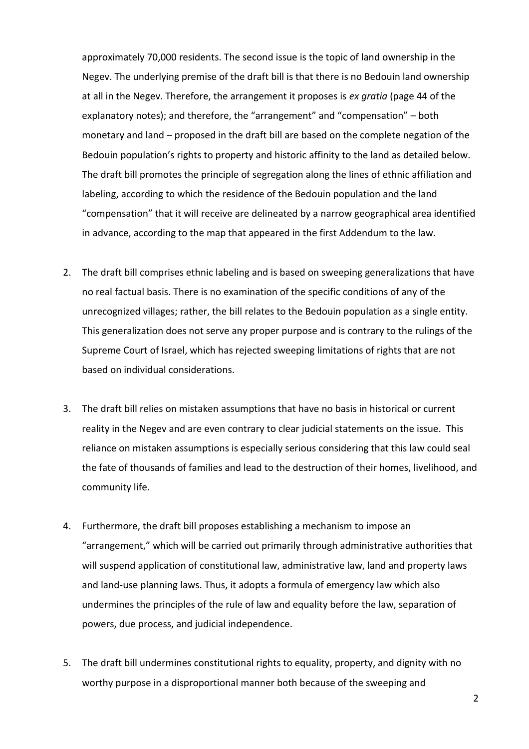approximately 70,000 residents. The second issue is the topic of land ownership in the Negev. The underlying premise of the draft bill is that there is no Bedouin land ownership at all in the Negev. Therefore, the arrangement it proposes is *ex gratia* (page 44 of the explanatory notes); and therefore, the "arrangement" and "compensation" – both monetary and land – proposed in the draft bill are based on the complete negation of the Bedouin population's rights to property and historic affinity to the land as detailed below. The draft bill promotes the principle of segregation along the lines of ethnic affiliation and labeling, according to which the residence of the Bedouin population and the land "compensation" that it will receive are delineated by a narrow geographical area identified in advance, according to the map that appeared in the first Addendum to the law.

2. The draft bill comprises ethnic labeling and is based on sweeping generalizations that have no real factual basis. There is no examination of the specific conditions of any of the unrecognized villages; rather, the bill relates to the Bedouin population as a single entity. This generalization does not serve any proper purpose and is contrary to the rulings of the Supreme Court of Israel, which has rejected sweeping limitations of rights that are not based on individual considerations.

3. The draft bill relies on mistaken assumptions that have no basis in historical or current reality in the Negev and are even contrary to clear judicial statements on the issue. This reliance on mistaken assumptions is especially serious considering that this law could seal the fate of thousands of families and lead to the destruction of their homes, livelihood, and community life.

4. Furthermore, the draft bill proposes establishing a mechanism to impose an "arrangement," which will be carried out primarily through administrative authorities that will suspend application of constitutional law, administrative law, land and property laws and land-use planning laws. Thus, it adopts a formula of emergency law which also undermines the principles of the rule of law and equality before the law, separation of powers, due process, and judicial independence.

5. The draft bill undermines constitutional rights to equality, property, and dignity with no worthy purpose in a disproportional manner both because of the sweeping and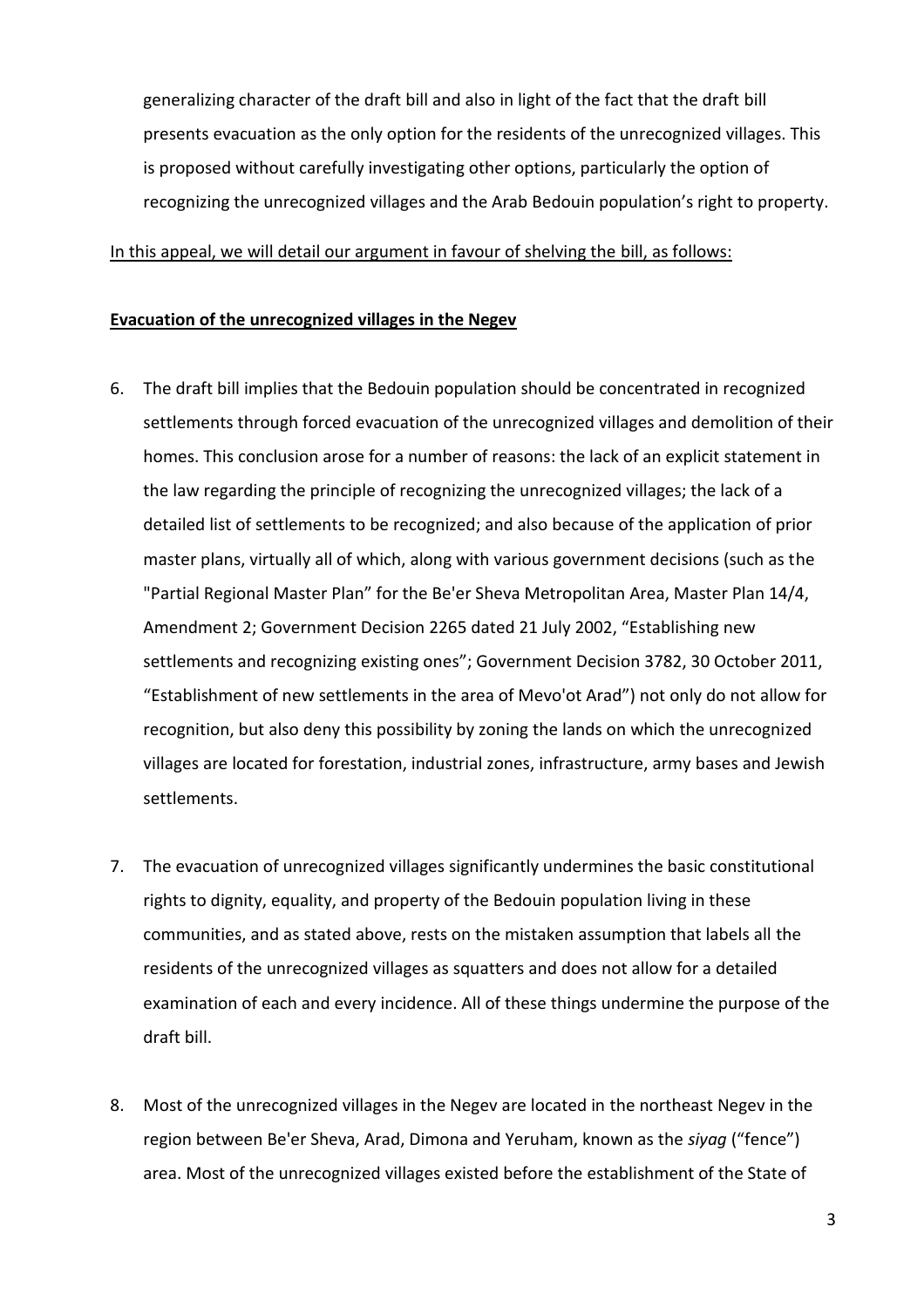generalizing character of the draft bill and also in light of the fact that the draft bill presents evacuation as the only option for the residents of the unrecognized villages. This is proposed without carefully investigating other options, particularly the option of recognizing the unrecognized villages and the Arab Bedouin population's right to property.

<u>In this appeal, we will detail our argument in favour of shelving the bill, as follows:</u>

**<u>Evacuation of the unrecognized villages in the Negev</u>**

6. The draft bill implies that the Bedouin population should be concentrated in recognized settlements through forced evacuation of the unrecognized villages and demolition of their homes. This conclusion arose for a number of reasons: the lack of an explicit statement in the law regarding the principle of recognizing the unrecognized villages; the lack of a detailed list of settlements to be recognized; and also because of the application of prior master plans, virtually all of which, along with various government decisions (such as the "Partial Regional Master Plan" for the Be'er Sheva Metropolitan Area, Master Plan 14/4, Amendment 2; Government Decision 2265 dated 21 July 2002, "Establishing new settlements and recognizing existing ones"; Government Decision 3782, 30 October 2011, "Establishment of new settlements in the area of Mevo'ot Arad") not only do not allow for recognition, but also deny this possibility by zoning the lands on which the unrecognized villages are located for forestation, industrial zones, infrastructure, army bases and Jewish settlements.

7. The evacuation of unrecognized villages significantly undermines the basic constitutional rights to dignity, equality, and property of the Bedouin population living in these communities, and as stated above, rests on the mistaken assumption that labels all the residents of the unrecognized villages as squatters and does not allow for a detailed examination of each and every incidence. All of these things undermine the purpose of the draft bill.

8. Most of the unrecognized villages in the Negev are located in the northeast Negev in the region between Be'er Sheva, Arad, Dimona and Yeruham, known as the *siyag* ("fence") area. Most of the unrecognized villages existed before the establishment of the State of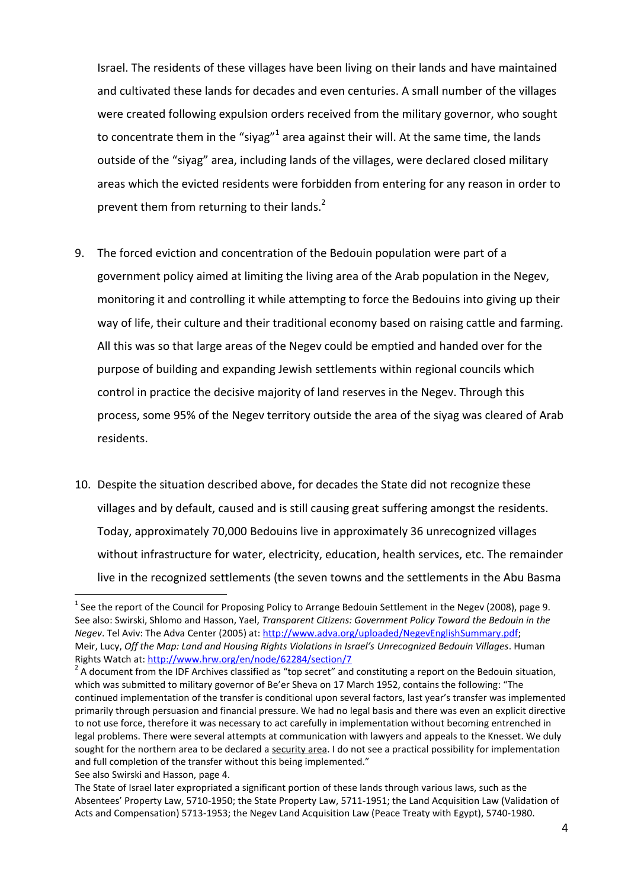Israel. The residents of these villages have been living on their lands and have maintained and cultivated these lands for decades and even centuries. A small number of the villages were created following expulsion orders received from the military governor, who sought to concentrate them in the "siyag"[1] area against their will. At the same time, the lands outside of the "siyag" area, including lands of the villages, were declared closed military areas which the evicted residents were forbidden from entering for any reason in order to prevent them from returning to their lands.[2]

9. The forced eviction and concentration of the Bedouin population were part of a government policy aimed at limiting the living area of the Arab population in the Negev, monitoring it and controlling it while attempting to force the Bedouins into giving up their way of life, their culture and their traditional economy based on raising cattle and farming. All this was so that large areas of the Negev could be emptied and handed over for the purpose of building and expanding Jewish settlements within regional councils which control in practice the decisive majority of land reserves in the Negev. Through this process, some 95% of the Negev territory outside the area of the siyag was cleared of Arab residents.

10. Despite the situation described above, for decades the State did not recognize these villages and by default, caused and is still causing great suffering amongst the residents. Today, approximately 70,000 Bedouins live in approximately 36 unrecognized villages without infrastructure for water, electricity, education, health services, etc. The remainder live in the recognized settlements (the seven towns and the settlements in the Abu Basma

---

[1] See the report of the Council for Proposing Policy to Arrange Bedouin Settlement in the Negev (2008), page 9. See also: Swirski, Shlomo and Hasson, Yael, *Transparent Citizens: Government Policy Toward the Bedouin in the Negev*. Tel Aviv: The Adva Center (2005) at: http://www.adva.org/uploaded/NegevEnglishSummary.pdf; Meir, Lucy, *Off the Map: Land and Housing Rights Violations in Israel's Unrecognized Bedouin Villages*. Human Rights Watch at: http://www.hrw.org/en/node/62284/section/7

[2] A document from the IDF Archives classified as "top secret" and constituting a report on the Bedouin situation, which was submitted to military governor of Be'er Sheva on 17 March 1952, contains the following: "The continued implementation of the transfer is conditional upon several factors, last year's transfer was implemented primarily through persuasion and financial pressure. We had no legal basis and there was even an explicit directive to not use force, therefore it was necessary to act carefully in implementation without becoming entrenched in legal problems. There were several attempts at communication with lawyers and appeals to the Knesset. We duly sought for the northern area to be declared a <u>security area</u>. I do not see a practical possibility for implementation and full completion of the transfer without this being implemented."
See also Swirski and Hasson, page 4.
The State of Israel later expropriated a significant portion of these lands through various laws, such as the Absentees' Property Law, 5710-1950; the State Property Law, 5711-1951; the Land Acquisition Law (Validation of Acts and Compensation) 5713-1953; the Negev Land Acquisition Law (Peace Treaty with Egypt), 5740-1980.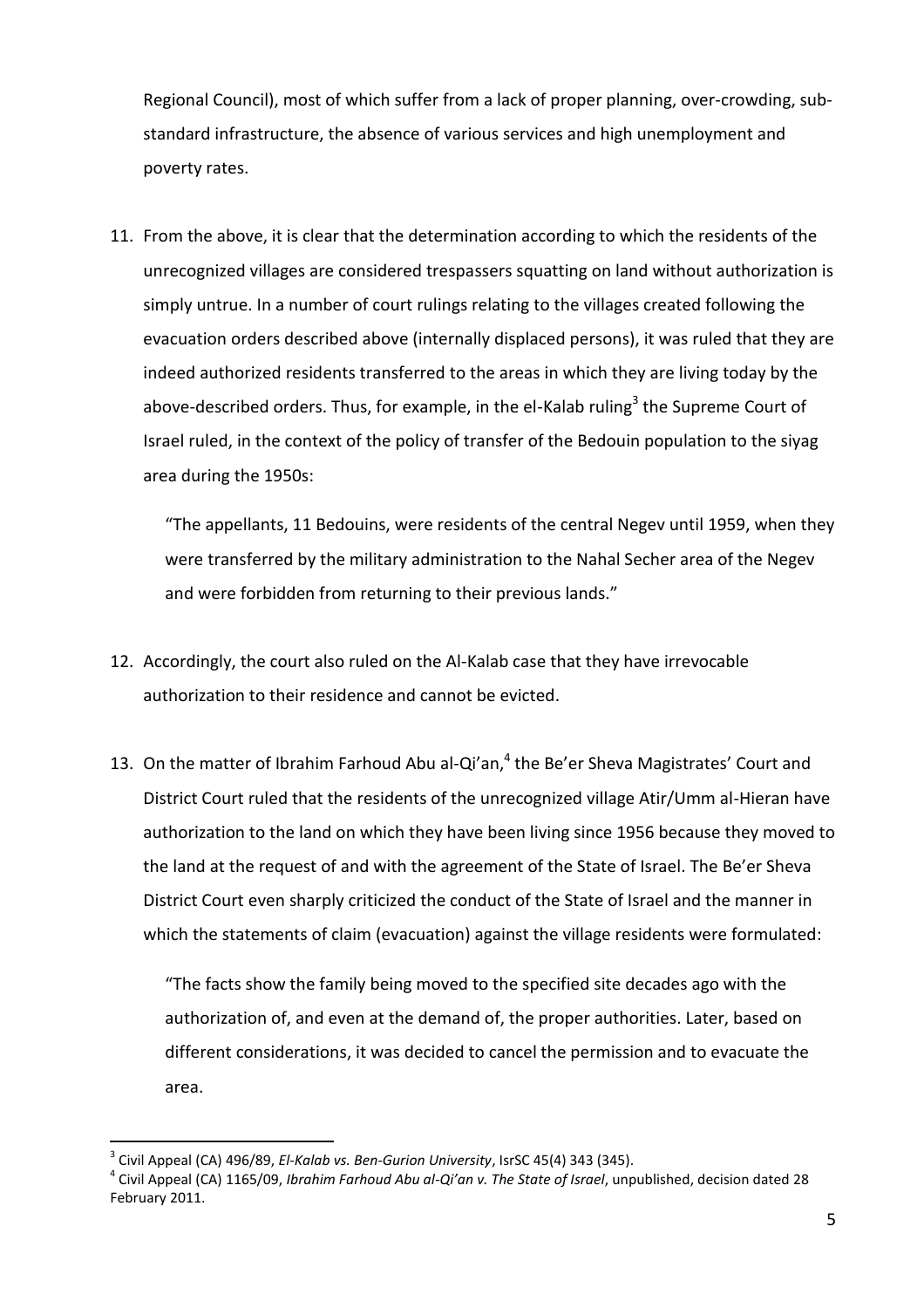Regional Council), most of which suffer from a lack of proper planning, over-crowding, sub-standard infrastructure, the absence of various services and high unemployment and poverty rates.

11. From the above, it is clear that the determination according to which the residents of the unrecognized villages are considered trespassers squatting on land without authorization is simply untrue. In a number of court rulings relating to the villages created following the evacuation orders described above (internally displaced persons), it was ruled that they are indeed authorized residents transferred to the areas in which they are living today by the above-described orders. Thus, for example, in the el-Kalab ruling[3] the Supreme Court of Israel ruled, in the context of the policy of transfer of the Bedouin population to the siyag area during the 1950s:

   "The appellants, 11 Bedouins, were residents of the central Negev until 1959, when they were transferred by the military administration to the Nahal Secher area of the Negev and were forbidden from returning to their previous lands."

12. Accordingly, the court also ruled on the Al-Kalab case that they have irrevocable authorization to their residence and cannot be evicted.

13. On the matter of Ibrahim Farhoud Abu al-Qi'an,[4] the Be'er Sheva Magistrates' Court and District Court ruled that the residents of the unrecognized village Atir/Umm al-Hieran have authorization to the land on which they have been living since 1956 because they moved to the land at the request of and with the agreement of the State of Israel. The Be'er Sheva District Court even sharply criticized the conduct of the State of Israel and the manner in which the statements of claim (evacuation) against the village residents were formulated:

   "The facts show the family being moved to the specified site decades ago with the authorization of, and even at the demand of, the proper authorities. Later, based on different considerations, it was decided to cancel the permission and to evacuate the area.

---

[3] Civil Appeal (CA) 496/89, *El-Kalab vs. Ben-Gurion University*, IsrSC 45(4) 343 (345).

[4] Civil Appeal (CA) 1165/09, *Ibrahim Farhoud Abu al-Qi'an v. The State of Israel*, unpublished, decision dated 28 February 2011.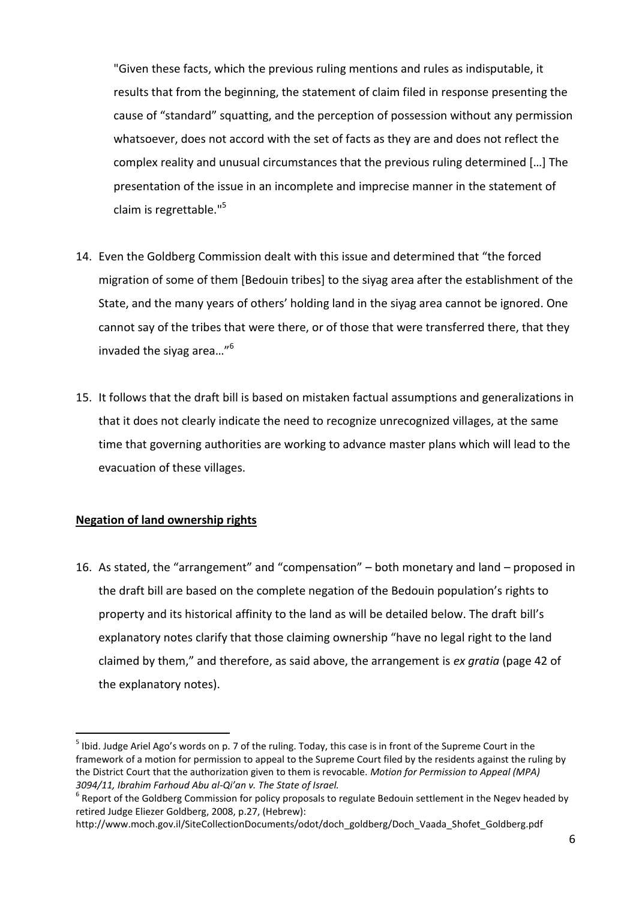"Given these facts, which the previous ruling mentions and rules as indisputable, it results that from the beginning, the statement of claim filed in response presenting the cause of "standard" squatting, and the perception of possession without any permission whatsoever, does not accord with the set of facts as they are and does not reflect the complex reality and unusual circumstances that the previous ruling determined […] The presentation of the issue in an incomplete and imprecise manner in the statement of claim is regrettable."[5]

14. Even the Goldberg Commission dealt with this issue and determined that "the forced migration of some of them [Bedouin tribes] to the siyag area after the establishment of the State, and the many years of others' holding land in the siyag area cannot be ignored. One cannot say of the tribes that were there, or of those that were transferred there, that they invaded the siyag area…"[6]

15. It follows that the draft bill is based on mistaken factual assumptions and generalizations in that it does not clearly indicate the need to recognize unrecognized villages, at the same time that governing authorities are working to advance master plans which will lead to the evacuation of these villages.

**Negation of land ownership rights**

16. As stated, the "arrangement" and "compensation" – both monetary and land – proposed in the draft bill are based on the complete negation of the Bedouin population's rights to property and its historical affinity to the land as will be detailed below. The draft bill's explanatory notes clarify that those claiming ownership "have no legal right to the land claimed by them," and therefore, as said above, the arrangement is *ex gratia* (page 42 of the explanatory notes).

---

[5] Ibid. Judge Ariel Ago's words on p. 7 of the ruling. Today, this case is in front of the Supreme Court in the framework of a motion for permission to appeal to the Supreme Court filed by the residents against the ruling by the District Court that the authorization given to them is revocable. *Motion for Permission to Appeal (MPA) 3094/11, Ibrahim Farhoud Abu al-Qi'an v. The State of Israel.*

[6] Report of the Goldberg Commission for policy proposals to regulate Bedouin settlement in the Negev headed by retired Judge Eliezer Goldberg, 2008, p.27, (Hebrew): http://www.moch.gov.il/SiteCollectionDocuments/odot/doch_goldberg/Doch_Vaada_Shofet_Goldberg.pdf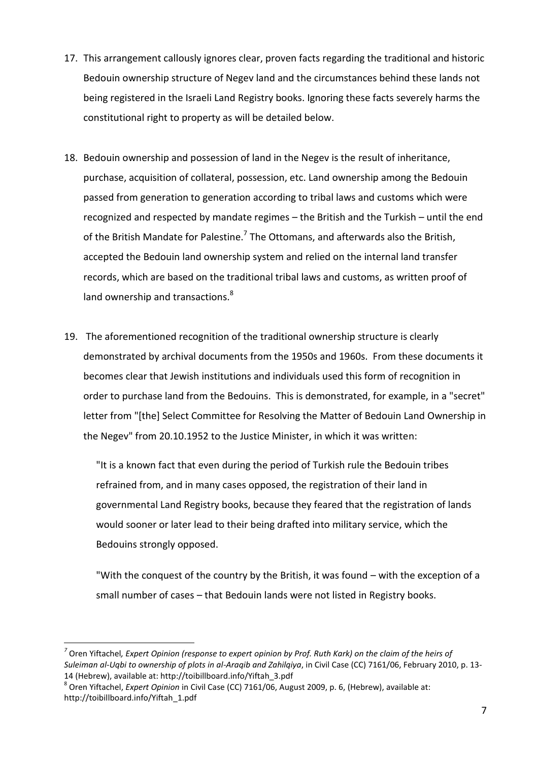17. This arrangement callously ignores clear, proven facts regarding the traditional and historic Bedouin ownership structure of Negev land and the circumstances behind these lands not being registered in the Israeli Land Registry books. Ignoring these facts severely harms the constitutional right to property as will be detailed below.

18. Bedouin ownership and possession of land in the Negev is the result of inheritance, purchase, acquisition of collateral, possession, etc. Land ownership among the Bedouin passed from generation to generation according to tribal laws and customs which were recognized and respected by mandate regimes – the British and the Turkish – until the end of the British Mandate for Palestine.[7] The Ottomans, and afterwards also the British, accepted the Bedouin land ownership system and relied on the internal land transfer records, which are based on the traditional tribal laws and customs, as written proof of land ownership and transactions.[8]

19. The aforementioned recognition of the traditional ownership structure is clearly demonstrated by archival documents from the 1950s and 1960s. From these documents it becomes clear that Jewish institutions and individuals used this form of recognition in order to purchase land from the Bedouins. This is demonstrated, for example, in a "secret" letter from "[the] Select Committee for Resolving the Matter of Bedouin Land Ownership in the Negev" from 20.10.1952 to the Justice Minister, in which it was written:

   "It is a known fact that even during the period of Turkish rule the Bedouin tribes refrained from, and in many cases opposed, the registration of their land in governmental Land Registry books, because they feared that the registration of lands would sooner or later lead to their being drafted into military service, which the Bedouins strongly opposed.

   "With the conquest of the country by the British, it was found – with the exception of a small number of cases – that Bedouin lands were not listed in Registry books.

---

[7] Oren Yiftachel*, Expert Opinion (response to expert opinion by Prof. Ruth Kark) on the claim of the heirs of Suleiman al-Uqbi to ownership of plots in al-Araqib and Zahilqiya*, in Civil Case (CC) 7161/06, February 2010, p. 13-14 (Hebrew), available at: http://toibillboard.info/Yiftah_3.pdf

[8] Oren Yiftachel, *Expert Opinion* in Civil Case (CC) 7161/06, August 2009, p. 6, (Hebrew), available at: http://toibillboard.info/Yiftah_1.pdf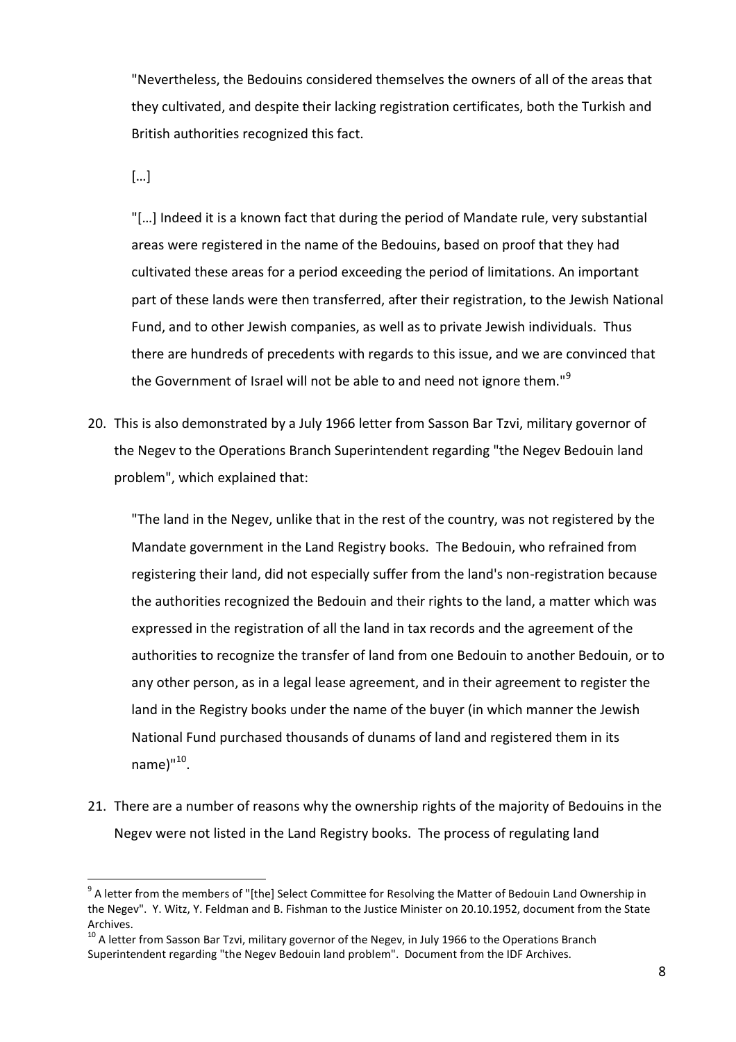"Nevertheless, the Bedouins considered themselves the owners of all of the areas that they cultivated, and despite their lacking registration certificates, both the Turkish and British authorities recognized this fact.

[…]

"[…] Indeed it is a known fact that during the period of Mandate rule, very substantial areas were registered in the name of the Bedouins, based on proof that they had cultivated these areas for a period exceeding the period of limitations. An important part of these lands were then transferred, after their registration, to the Jewish National Fund, and to other Jewish companies, as well as to private Jewish individuals. Thus there are hundreds of precedents with regards to this issue, and we are convinced that the Government of Israel will not be able to and need not ignore them."[9]

20. This is also demonstrated by a July 1966 letter from Sasson Bar Tzvi, military governor of the Negev to the Operations Branch Superintendent regarding "the Negev Bedouin land problem", which explained that:

"The land in the Negev, unlike that in the rest of the country, was not registered by the Mandate government in the Land Registry books. The Bedouin, who refrained from registering their land, did not especially suffer from the land's non-registration because the authorities recognized the Bedouin and their rights to the land, a matter which was expressed in the registration of all the land in tax records and the agreement of the authorities to recognize the transfer of land from one Bedouin to another Bedouin, or to any other person, as in a legal lease agreement, and in their agreement to register the land in the Registry books under the name of the buyer (in which manner the Jewish National Fund purchased thousands of dunams of land and registered them in its name)"[10].

21. There are a number of reasons why the ownership rights of the majority of Bedouins in the Negev were not listed in the Land Registry books. The process of regulating land

---

[9] A letter from the members of "[the] Select Committee for Resolving the Matter of Bedouin Land Ownership in the Negev". Y. Witz, Y. Feldman and B. Fishman to the Justice Minister on 20.10.1952, document from the State Archives.

[10] A letter from Sasson Bar Tzvi, military governor of the Negev, in July 1966 to the Operations Branch Superintendent regarding "the Negev Bedouin land problem". Document from the IDF Archives.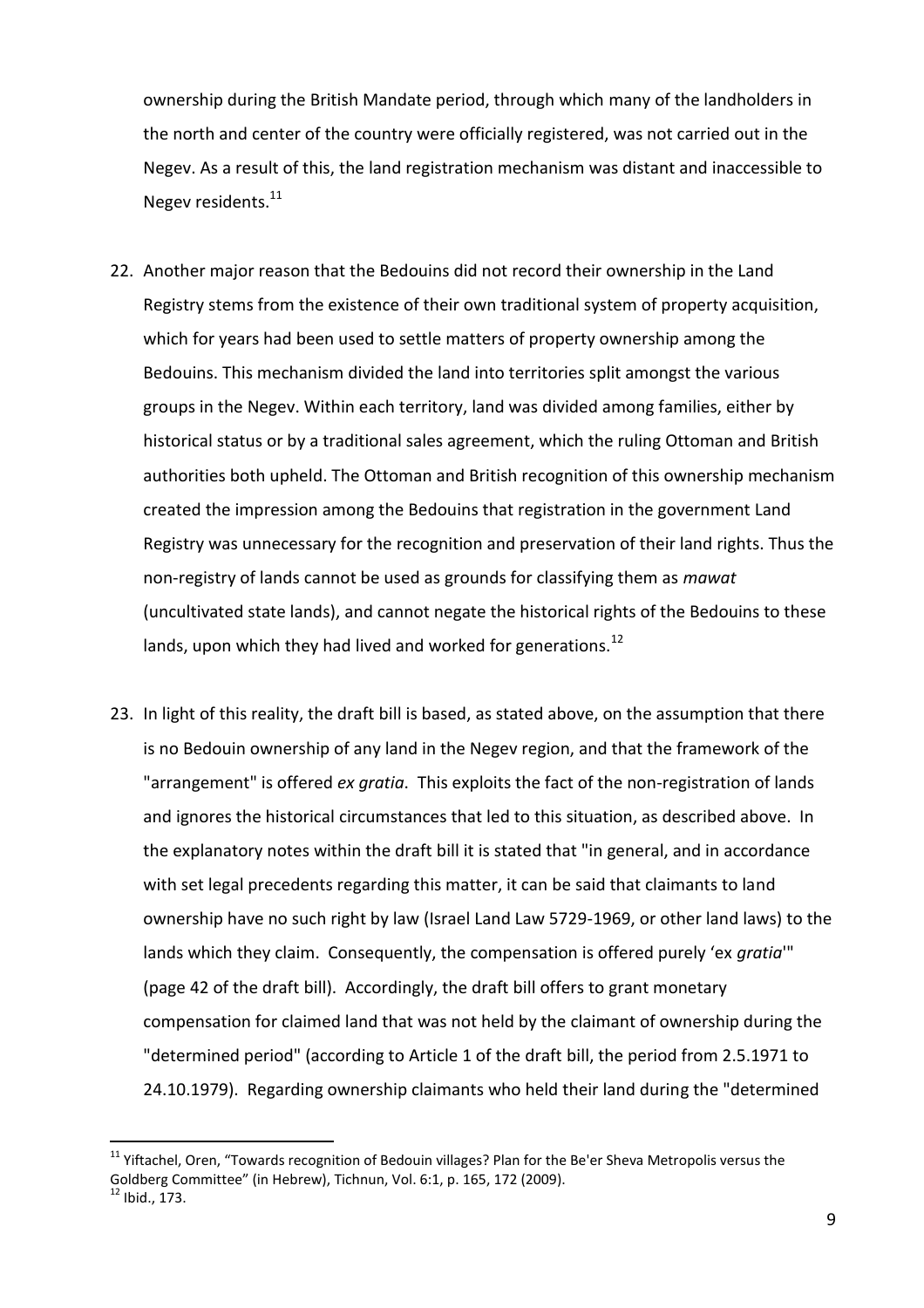ownership during the British Mandate period, through which many of the landholders in the north and center of the country were officially registered, was not carried out in the Negev. As a result of this, the land registration mechanism was distant and inaccessible to Negev residents.[11]

22. Another major reason that the Bedouins did not record their ownership in the Land Registry stems from the existence of their own traditional system of property acquisition, which for years had been used to settle matters of property ownership among the Bedouins. This mechanism divided the land into territories split amongst the various groups in the Negev. Within each territory, land was divided among families, either by historical status or by a traditional sales agreement, which the ruling Ottoman and British authorities both upheld. The Ottoman and British recognition of this ownership mechanism created the impression among the Bedouins that registration in the government Land Registry was unnecessary for the recognition and preservation of their land rights. Thus the non-registry of lands cannot be used as grounds for classifying them as *mawat* (uncultivated state lands), and cannot negate the historical rights of the Bedouins to these lands, upon which they had lived and worked for generations.[12]

23. In light of this reality, the draft bill is based, as stated above, on the assumption that there is no Bedouin ownership of any land in the Negev region, and that the framework of the "arrangement" is offered *ex gratia*. This exploits the fact of the non-registration of lands and ignores the historical circumstances that led to this situation, as described above. In the explanatory notes within the draft bill it is stated that "in general, and in accordance with set legal precedents regarding this matter, it can be said that claimants to land ownership have no such right by law (Israel Land Law 5729-1969, or other land laws) to the lands which they claim. Consequently, the compensation is offered purely 'ex *gratia*'" (page 42 of the draft bill). Accordingly, the draft bill offers to grant monetary compensation for claimed land that was not held by the claimant of ownership during the "determined period" (according to Article 1 of the draft bill, the period from 2.5.1971 to 24.10.1979). Regarding ownership claimants who held their land during the "determined

---

[11] Yiftachel, Oren, "Towards recognition of Bedouin villages? Plan for the Be'er Sheva Metropolis versus the Goldberg Committee" (in Hebrew), Tichnun, Vol. 6:1, p. 165, 172 (2009).

[12] Ibid., 173.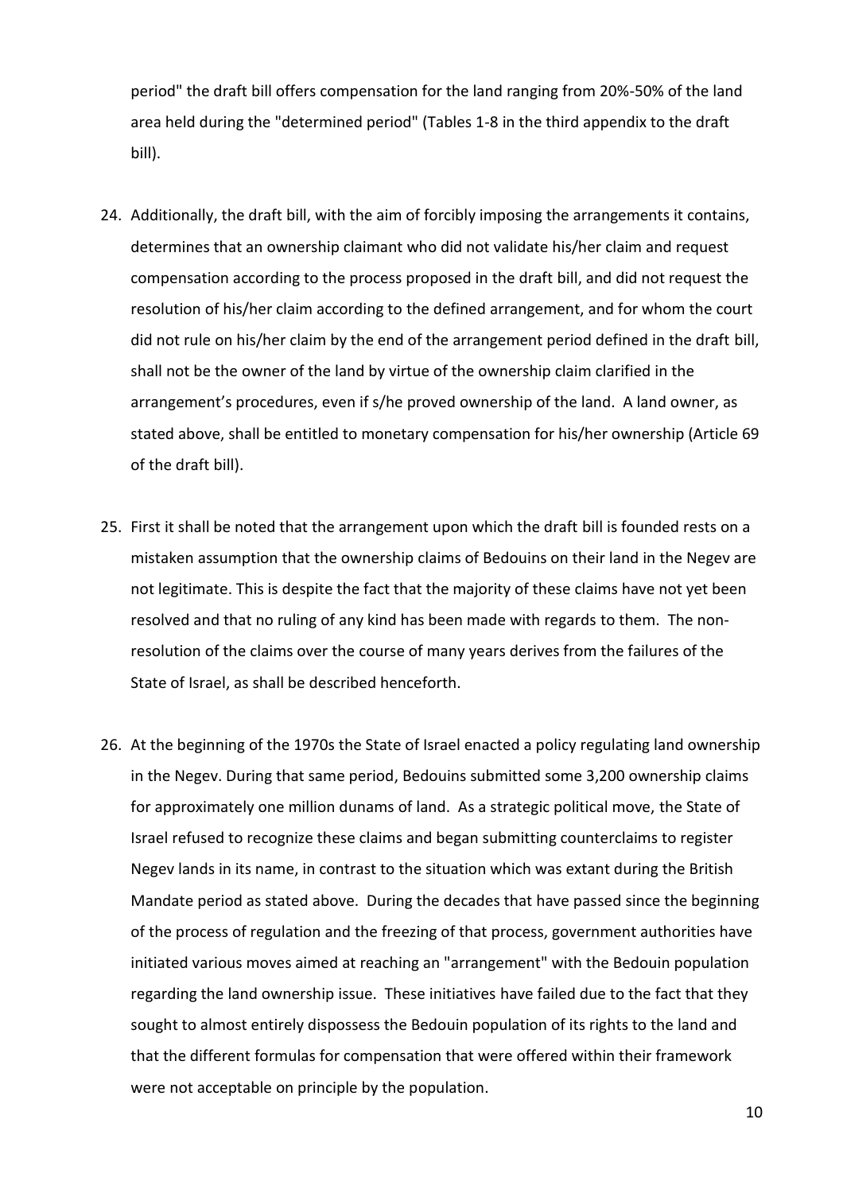period" the draft bill offers compensation for the land ranging from 20%-50% of the land area held during the "determined period" (Tables 1-8 in the third appendix to the draft bill).

24. Additionally, the draft bill, with the aim of forcibly imposing the arrangements it contains, determines that an ownership claimant who did not validate his/her claim and request compensation according to the process proposed in the draft bill, and did not request the resolution of his/her claim according to the defined arrangement, and for whom the court did not rule on his/her claim by the end of the arrangement period defined in the draft bill, shall not be the owner of the land by virtue of the ownership claim clarified in the arrangement's procedures, even if s/he proved ownership of the land. A land owner, as stated above, shall be entitled to monetary compensation for his/her ownership (Article 69 of the draft bill).

25. First it shall be noted that the arrangement upon which the draft bill is founded rests on a mistaken assumption that the ownership claims of Bedouins on their land in the Negev are not legitimate. This is despite the fact that the majority of these claims have not yet been resolved and that no ruling of any kind has been made with regards to them. The non-resolution of the claims over the course of many years derives from the failures of the State of Israel, as shall be described henceforth.

26. At the beginning of the 1970s the State of Israel enacted a policy regulating land ownership in the Negev. During that same period, Bedouins submitted some 3,200 ownership claims for approximately one million dunams of land. As a strategic political move, the State of Israel refused to recognize these claims and began submitting counterclaims to register Negev lands in its name, in contrast to the situation which was extant during the British Mandate period as stated above. During the decades that have passed since the beginning of the process of regulation and the freezing of that process, government authorities have initiated various moves aimed at reaching an "arrangement" with the Bedouin population regarding the land ownership issue. These initiatives have failed due to the fact that they sought to almost entirely dispossess the Bedouin population of its rights to the land and that the different formulas for compensation that were offered within their framework were not acceptable on principle by the population.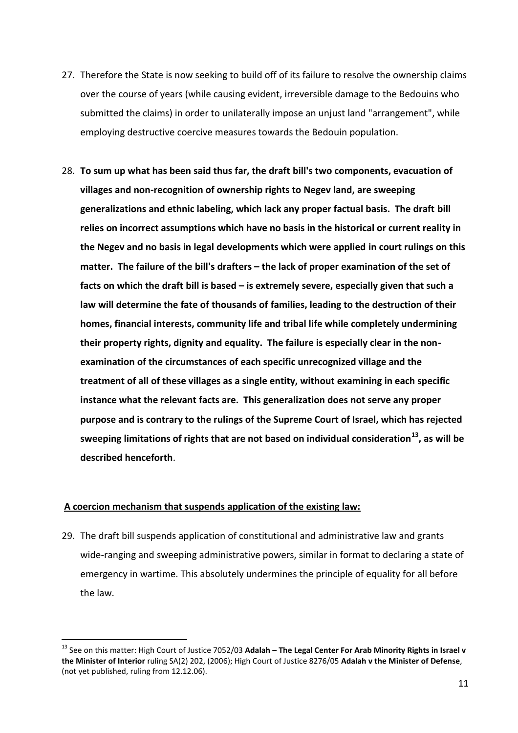27. Therefore the State is now seeking to build off of its failure to resolve the ownership claims over the course of years (while causing evident, irreversible damage to the Bedouins who submitted the claims) in order to unilaterally impose an unjust land "arrangement", while employing destructive coercive measures towards the Bedouin population.

28. **To sum up what has been said thus far, the draft bill's two components, evacuation of villages and non-recognition of ownership rights to Negev land, are sweeping generalizations and ethnic labeling, which lack any proper factual basis. The draft bill relies on incorrect assumptions which have no basis in the historical or current reality in the Negev and no basis in legal developments which were applied in court rulings on this matter. The failure of the bill's drafters – the lack of proper examination of the set of facts on which the draft bill is based – is extremely severe, especially given that such a law will determine the fate of thousands of families, leading to the destruction of their homes, financial interests, community life and tribal life while completely undermining their property rights, dignity and equality. The failure is especially clear in the non-examination of the circumstances of each specific unrecognized village and the treatment of all of these villages as a single entity, without examining in each specific instance what the relevant facts are. This generalization does not serve any proper purpose and is contrary to the rulings of the Supreme Court of Israel, which has rejected sweeping limitations of rights that are not based on individual consideration[13], as will be described henceforth**.

**A coercion mechanism that suspends application of the existing law:**

29. The draft bill suspends application of constitutional and administrative law and grants wide-ranging and sweeping administrative powers, similar in format to declaring a state of emergency in wartime. This absolutely undermines the principle of equality for all before the law.

---

[13] See on this matter: High Court of Justice 7052/03 **Adalah – The Legal Center For Arab Minority Rights in Israel v the Minister of Interior** ruling SA(2) 202, (2006); High Court of Justice 8276/05 **Adalah v the Minister of Defense**, (not yet published, ruling from 12.12.06).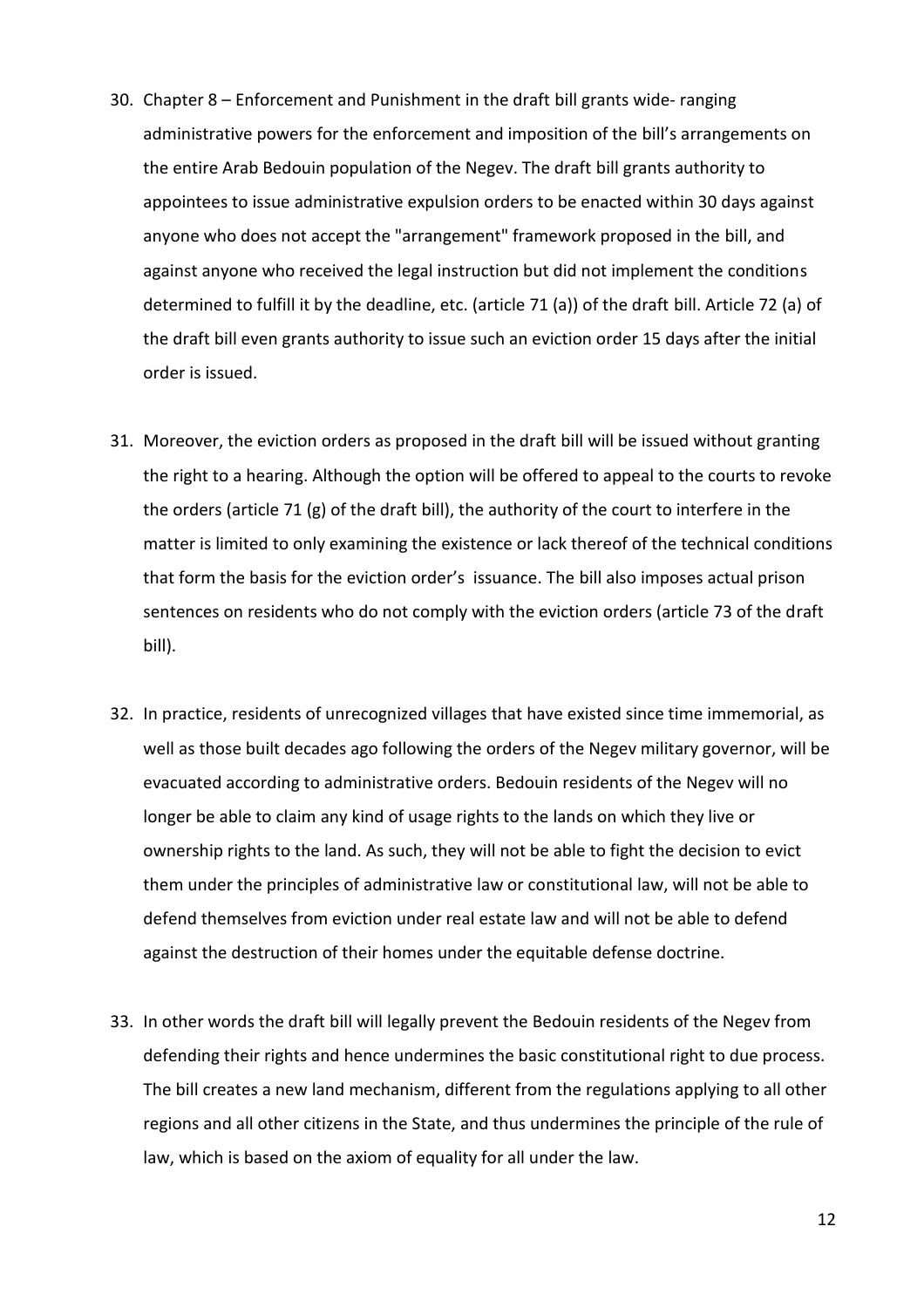30. Chapter 8 – Enforcement and Punishment in the draft bill grants wide- ranging administrative powers for the enforcement and imposition of the bill's arrangements on the entire Arab Bedouin population of the Negev. The draft bill grants authority to appointees to issue administrative expulsion orders to be enacted within 30 days against anyone who does not accept the "arrangement" framework proposed in the bill, and against anyone who received the legal instruction but did not implement the conditions determined to fulfill it by the deadline, etc. (article 71 (a)) of the draft bill. Article 72 (a) of the draft bill even grants authority to issue such an eviction order 15 days after the initial order is issued.

31. Moreover, the eviction orders as proposed in the draft bill will be issued without granting the right to a hearing. Although the option will be offered to appeal to the courts to revoke the orders (article 71 (g) of the draft bill), the authority of the court to interfere in the matter is limited to only examining the existence or lack thereof of the technical conditions that form the basis for the eviction order's issuance. The bill also imposes actual prison sentences on residents who do not comply with the eviction orders (article 73 of the draft bill).

32. In practice, residents of unrecognized villages that have existed since time immemorial, as well as those built decades ago following the orders of the Negev military governor, will be evacuated according to administrative orders. Bedouin residents of the Negev will no longer be able to claim any kind of usage rights to the lands on which they live or ownership rights to the land. As such, they will not be able to fight the decision to evict them under the principles of administrative law or constitutional law, will not be able to defend themselves from eviction under real estate law and will not be able to defend against the destruction of their homes under the equitable defense doctrine.

33. In other words the draft bill will legally prevent the Bedouin residents of the Negev from defending their rights and hence undermines the basic constitutional right to due process. The bill creates a new land mechanism, different from the regulations applying to all other regions and all other citizens in the State, and thus undermines the principle of the rule of law, which is based on the axiom of equality for all under the law.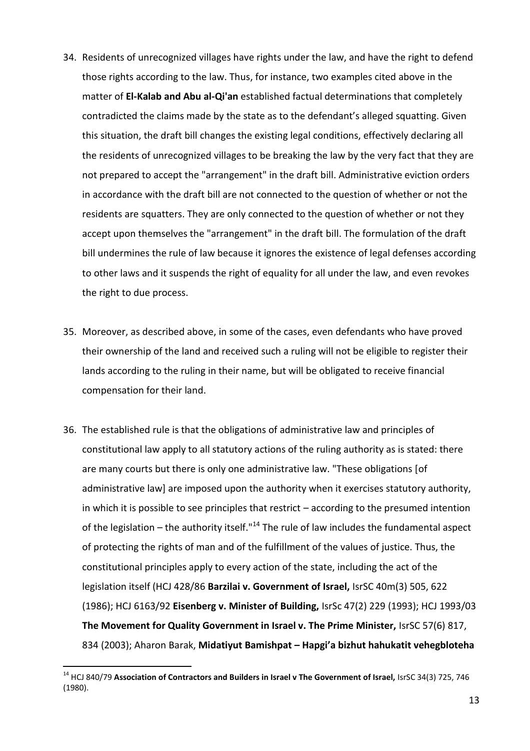34. Residents of unrecognized villages have rights under the law, and have the right to defend those rights according to the law. Thus, for instance, two examples cited above in the matter of **El-Kalab and Abu al-Qi'an** established factual determinations that completely contradicted the claims made by the state as to the defendant's alleged squatting. Given this situation, the draft bill changes the existing legal conditions, effectively declaring all the residents of unrecognized villages to be breaking the law by the very fact that they are not prepared to accept the "arrangement" in the draft bill. Administrative eviction orders in accordance with the draft bill are not connected to the question of whether or not the residents are squatters. They are only connected to the question of whether or not they accept upon themselves the "arrangement" in the draft bill. The formulation of the draft bill undermines the rule of law because it ignores the existence of legal defenses according to other laws and it suspends the right of equality for all under the law, and even revokes the right to due process.

35. Moreover, as described above, in some of the cases, even defendants who have proved their ownership of the land and received such a ruling will not be eligible to register their lands according to the ruling in their name, but will be obligated to receive financial compensation for their land.

36. The established rule is that the obligations of administrative law and principles of constitutional law apply to all statutory actions of the ruling authority as is stated: there are many courts but there is only one administrative law. "These obligations [of administrative law] are imposed upon the authority when it exercises statutory authority, in which it is possible to see principles that restrict – according to the presumed intention of the legislation – the authority itself."[14] The rule of law includes the fundamental aspect of protecting the rights of man and of the fulfillment of the values of justice. Thus, the constitutional principles apply to every action of the state, including the act of the legislation itself (HCJ 428/86 **Barzilai v. Government of Israel,** IsrSC 40m(3) 505, 622 (1986); HCJ 6163/92 **Eisenberg v. Minister of Building,** IsrSc 47(2) 229 (1993); HCJ 1993/03 **The Movement for Quality Government in Israel v. The Prime Minister,** IsrSC 57(6) 817, 834 (2003); Aharon Barak, **Midatiyut Bamishpat – Hapgi'a bizhut hahukatit vehegbloteha**

[14] HCJ 840/79 **Association of Contractors and Builders in Israel v The Government of Israel,** IsrSC 34(3) 725, 746 (1980).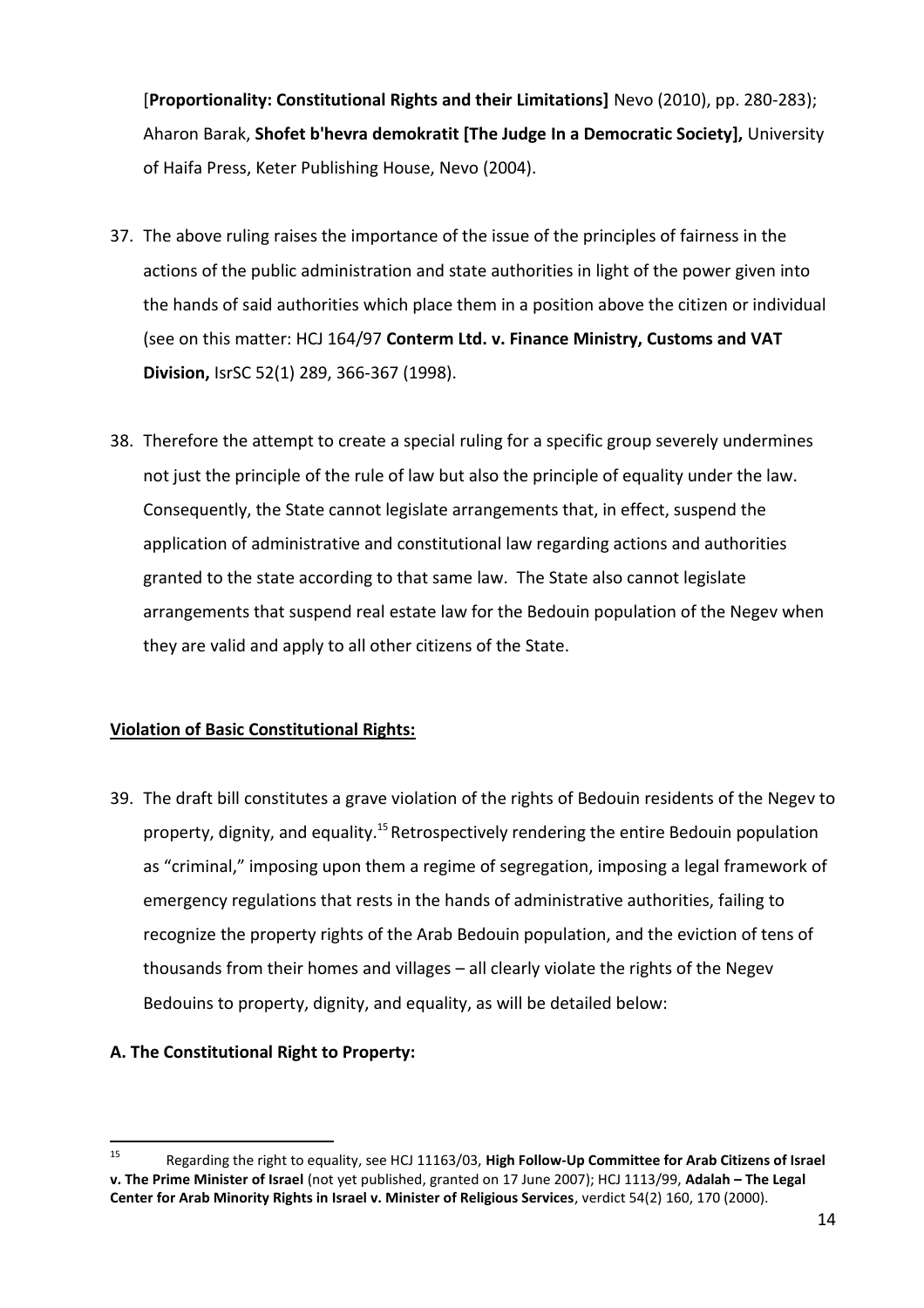[**Proportionality: Constitutional Rights and their Limitations]** Nevo (2010), pp. 280-283); Aharon Barak, **Shofet b'hevra demokratit [The Judge In a Democratic Society],** University of Haifa Press, Keter Publishing House, Nevo (2004).

37. The above ruling raises the importance of the issue of the principles of fairness in the actions of the public administration and state authorities in light of the power given into the hands of said authorities which place them in a position above the citizen or individual (see on this matter: HCJ 164/97 **Conterm Ltd. v. Finance Ministry, Customs and VAT Division,** IsrSC 52(1) 289, 366-367 (1998).

38. Therefore the attempt to create a special ruling for a specific group severely undermines not just the principle of the rule of law but also the principle of equality under the law. Consequently, the State cannot legislate arrangements that, in effect, suspend the application of administrative and constitutional law regarding actions and authorities granted to the state according to that same law. The State also cannot legislate arrangements that suspend real estate law for the Bedouin population of the Negev when they are valid and apply to all other citizens of the State.

**Violation of Basic Constitutional Rights:**

39. The draft bill constitutes a grave violation of the rights of Bedouin residents of the Negev to property, dignity, and equality.[15] Retrospectively rendering the entire Bedouin population as "criminal," imposing upon them a regime of segregation, imposing a legal framework of emergency regulations that rests in the hands of administrative authorities, failing to recognize the property rights of the Arab Bedouin population, and the eviction of tens of thousands from their homes and villages – all clearly violate the rights of the Negev Bedouins to property, dignity, and equality, as will be detailed below:

**A. The Constitutional Right to Property:**

---

[15] Regarding the right to equality, see HCJ 11163/03, **High Follow-Up Committee for Arab Citizens of Israel v. The Prime Minister of Israel** (not yet published, granted on 17 June 2007); HCJ 1113/99, **Adalah – The Legal Center for Arab Minority Rights in Israel v. Minister of Religious Services**, verdict 54(2) 160, 170 (2000).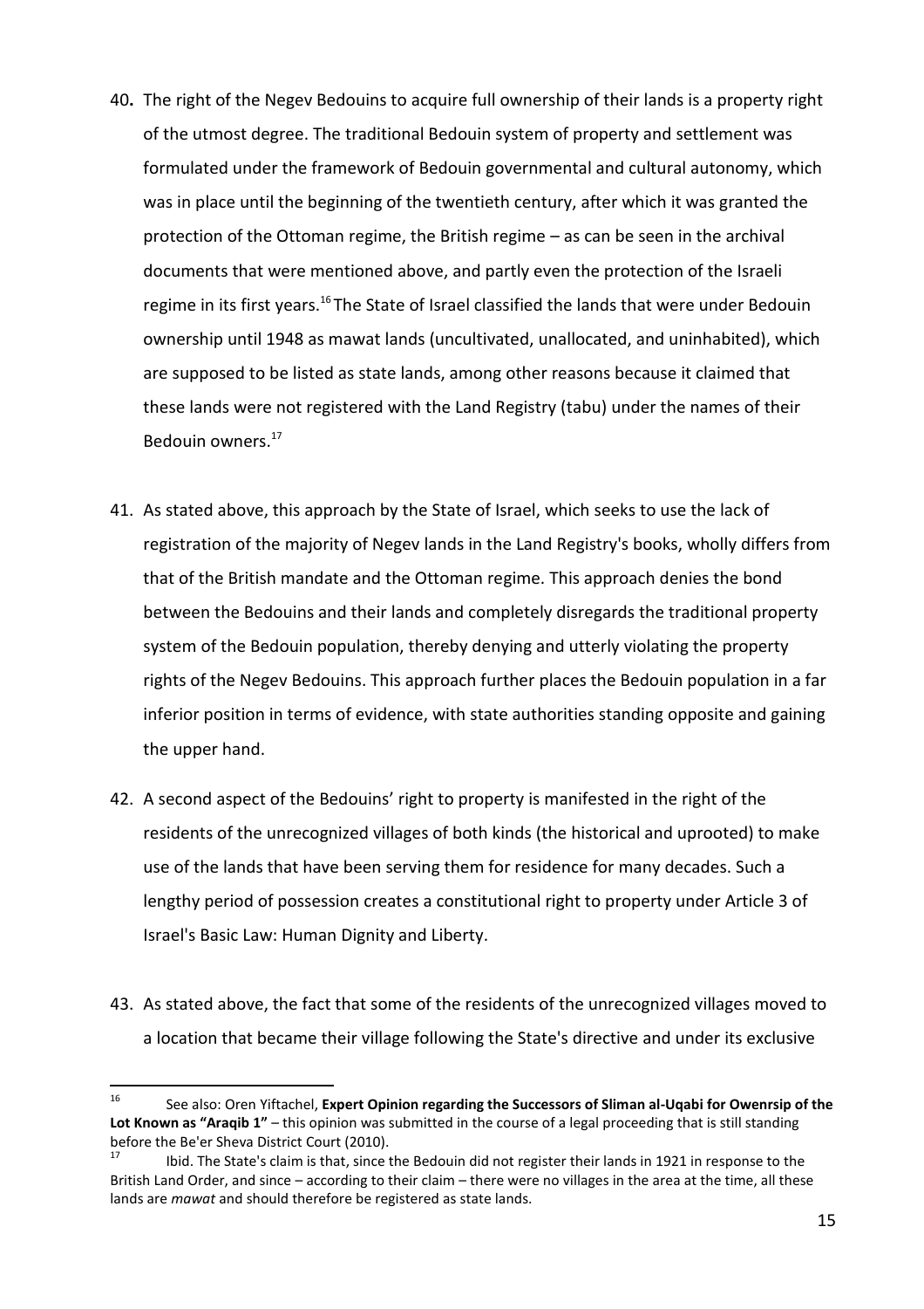40. The right of the Negev Bedouins to acquire full ownership of their lands is a property right of the utmost degree. The traditional Bedouin system of property and settlement was formulated under the framework of Bedouin governmental and cultural autonomy, which was in place until the beginning of the twentieth century, after which it was granted the protection of the Ottoman regime, the British regime – as can be seen in the archival documents that were mentioned above, and partly even the protection of the Israeli regime in its first years.[16] The State of Israel classified the lands that were under Bedouin ownership until 1948 as mawat lands (uncultivated, unallocated, and uninhabited), which are supposed to be listed as state lands, among other reasons because it claimed that these lands were not registered with the Land Registry (tabu) under the names of their Bedouin owners.[17]

41. As stated above, this approach by the State of Israel, which seeks to use the lack of registration of the majority of Negev lands in the Land Registry's books, wholly differs from that of the British mandate and the Ottoman regime. This approach denies the bond between the Bedouins and their lands and completely disregards the traditional property system of the Bedouin population, thereby denying and utterly violating the property rights of the Negev Bedouins. This approach further places the Bedouin population in a far inferior position in terms of evidence, with state authorities standing opposite and gaining the upper hand.

42. A second aspect of the Bedouins' right to property is manifested in the right of the residents of the unrecognized villages of both kinds (the historical and uprooted) to make use of the lands that have been serving them for residence for many decades. Such a lengthy period of possession creates a constitutional right to property under Article 3 of Israel's Basic Law: Human Dignity and Liberty.

43. As stated above, the fact that some of the residents of the unrecognized villages moved to a location that became their village following the State's directive and under its exclusive

---

[16] See also: Oren Yiftachel, **Expert Opinion regarding the Successors of Sliman al-Uqabi for Owenrsip of the Lot Known as "Araqib 1"** – this opinion was submitted in the course of a legal proceeding that is still standing before the Be'er Sheva District Court (2010).

[17] Ibid. The State's claim is that, since the Bedouin did not register their lands in 1921 in response to the British Land Order, and since – according to their claim – there were no villages in the area at the time, all these lands are *mawat* and should therefore be registered as state lands.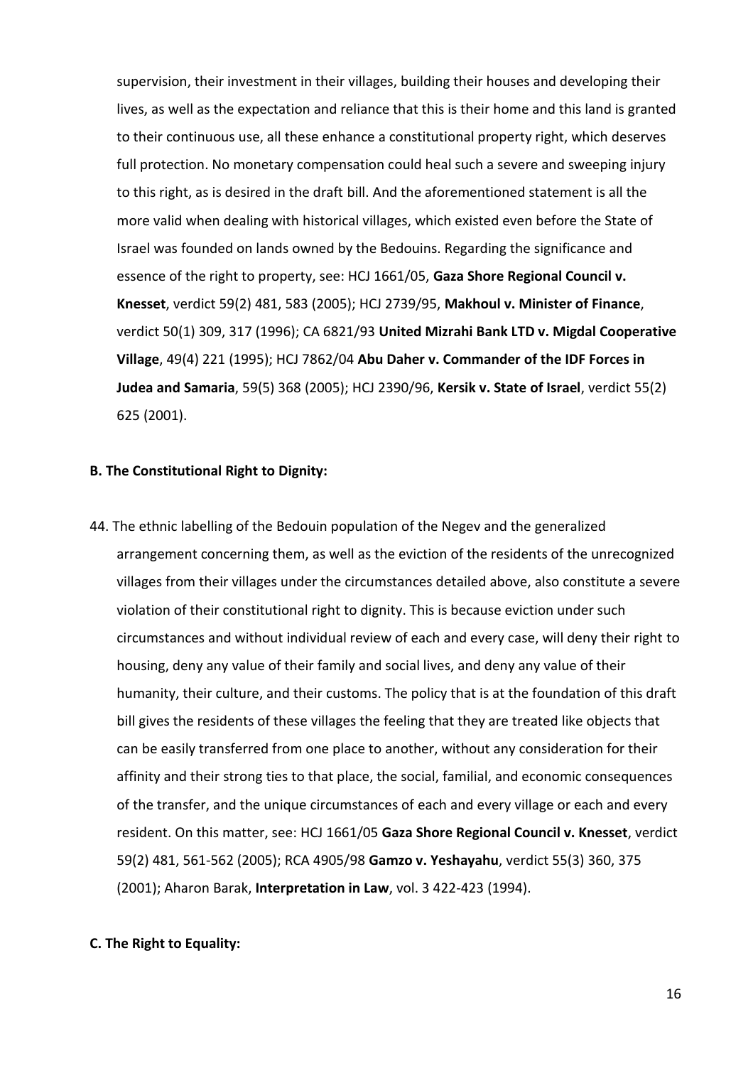supervision, their investment in their villages, building their houses and developing their lives, as well as the expectation and reliance that this is their home and this land is granted to their continuous use, all these enhance a constitutional property right, which deserves full protection. No monetary compensation could heal such a severe and sweeping injury to this right, as is desired in the draft bill. And the aforementioned statement is all the more valid when dealing with historical villages, which existed even before the State of Israel was founded on lands owned by the Bedouins. Regarding the significance and essence of the right to property, see: HCJ 1661/05, **Gaza Shore Regional Council v. Knesset**, verdict 59(2) 481, 583 (2005); HCJ 2739/95, **Makhoul v. Minister of Finance**, verdict 50(1) 309, 317 (1996); CA 6821/93 **United Mizrahi Bank LTD v. Migdal Cooperative Village**, 49(4) 221 (1995); HCJ 7862/04 **Abu Daher v. Commander of the IDF Forces in Judea and Samaria**, 59(5) 368 (2005); HCJ 2390/96, **Kersik v. State of Israel**, verdict 55(2) 625 (2001).

**B. The Constitutional Right to Dignity:**

44. The ethnic labelling of the Bedouin population of the Negev and the generalized arrangement concerning them, as well as the eviction of the residents of the unrecognized villages from their villages under the circumstances detailed above, also constitute a severe violation of their constitutional right to dignity. This is because eviction under such circumstances and without individual review of each and every case, will deny their right to housing, deny any value of their family and social lives, and deny any value of their humanity, their culture, and their customs. The policy that is at the foundation of this draft bill gives the residents of these villages the feeling that they are treated like objects that can be easily transferred from one place to another, without any consideration for their affinity and their strong ties to that place, the social, familial, and economic consequences of the transfer, and the unique circumstances of each and every village or each and every resident. On this matter, see: HCJ 1661/05 **Gaza Shore Regional Council v. Knesset**, verdict 59(2) 481, 561-562 (2005); RCA 4905/98 **Gamzo v. Yeshayahu**, verdict 55(3) 360, 375 (2001); Aharon Barak, **Interpretation in Law**, vol. 3 422-423 (1994).

**C. The Right to Equality:**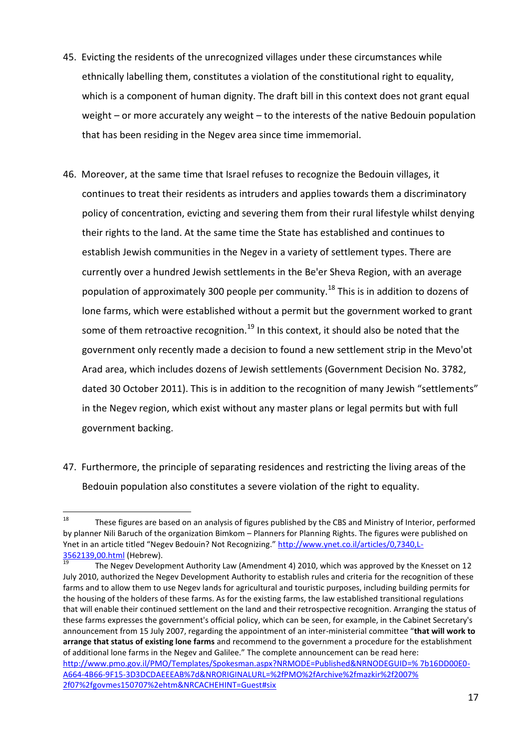45. Evicting the residents of the unrecognized villages under these circumstances while ethnically labelling them, constitutes a violation of the constitutional right to equality, which is a component of human dignity. The draft bill in this context does not grant equal weight – or more accurately any weight – to the interests of the native Bedouin population that has been residing in the Negev area since time immemorial.

46. Moreover, at the same time that Israel refuses to recognize the Bedouin villages, it continues to treat their residents as intruders and applies towards them a discriminatory policy of concentration, evicting and severing them from their rural lifestyle whilst denying their rights to the land. At the same time the State has established and continues to establish Jewish communities in the Negev in a variety of settlement types. There are currently over a hundred Jewish settlements in the Be'er Sheva Region, with an average population of approximately 300 people per community.[18] This is in addition to dozens of lone farms, which were established without a permit but the government worked to grant some of them retroactive recognition.[19] In this context, it should also be noted that the government only recently made a decision to found a new settlement strip in the Mevo'ot Arad area, which includes dozens of Jewish settlements (Government Decision No. 3782, dated 30 October 2011). This is in addition to the recognition of many Jewish "settlements" in the Negev region, which exist without any master plans or legal permits but with full government backing.

47. Furthermore, the principle of separating residences and restricting the living areas of the Bedouin population also constitutes a severe violation of the right to equality.

---

[18] These figures are based on an analysis of figures published by the CBS and Ministry of Interior, performed by planner Nili Baruch of the organization Bimkom – Planners for Planning Rights. The figures were published on Ynet in an article titled "Negev Bedouin? Not Recognizing." http://www.ynet.co.il/articles/0,7340,L-3562139,00.html (Hebrew).

[19] The Negev Development Authority Law (Amendment 4) 2010, which was approved by the Knesset on 12 July 2010, authorized the Negev Development Authority to establish rules and criteria for the recognition of these farms and to allow them to use Negev lands for agricultural and touristic purposes, including building permits for the housing of the holders of these farms. As for the existing farms, the law established transitional regulations that will enable their continued settlement on the land and their retrospective recognition. Arranging the status of these farms expresses the government's official policy, which can be seen, for example, in the Cabinet Secretary's announcement from 15 July 2007, regarding the appointment of an inter-ministerial committee "**that will work to arrange that status of existing lone farms** and recommend to the government a procedure for the establishment of additional lone farms in the Negev and Galilee." The complete announcement can be read here: http://www.pmo.gov.il/PMO/Templates/Spokesman.aspx?NRMODE=Published&NRNODEGUID=% 7b16DD00E0-A664-4B66-9F15-3D3DCDAEEEAB%7d&NRORIGINALURL=%2fPMO%2fArchive%2fmazkir%2f2007% 2f07%2fgovmes150707%2ehtm&NRCACHEHINT=Guest#six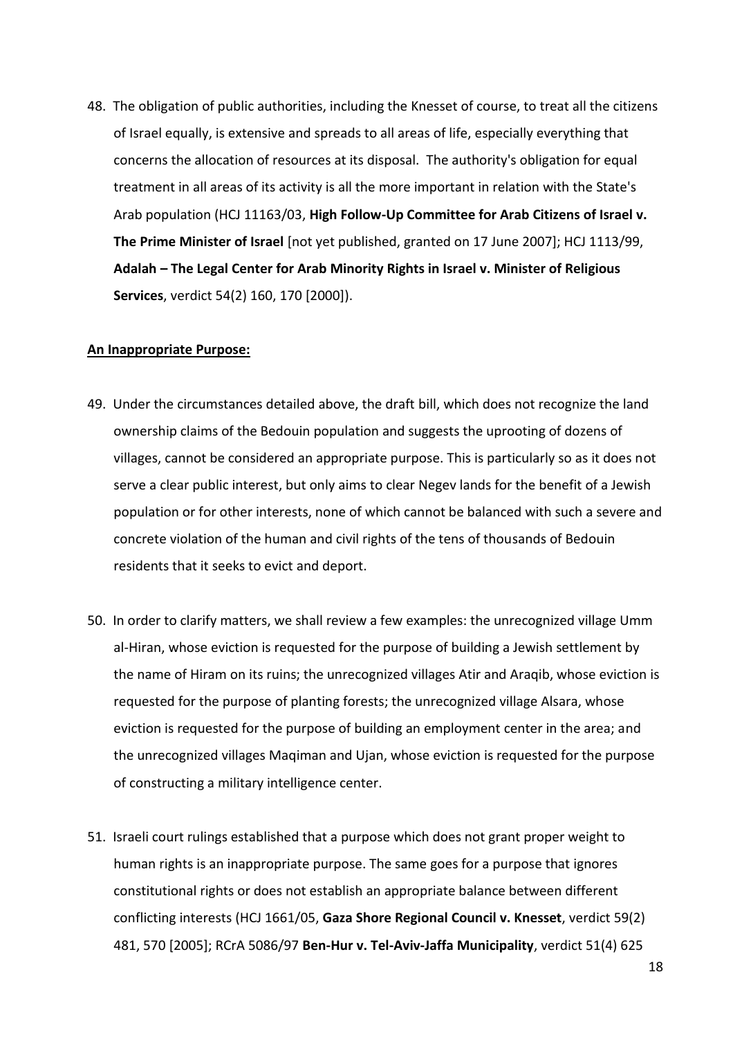48. The obligation of public authorities, including the Knesset of course, to treat all the citizens of Israel equally, is extensive and spreads to all areas of life, especially everything that concerns the allocation of resources at its disposal. The authority's obligation for equal treatment in all areas of its activity is all the more important in relation with the State's Arab population (HCJ 11163/03, **High Follow-Up Committee for Arab Citizens of Israel v. The Prime Minister of Israel** [not yet published, granted on 17 June 2007]; HCJ 1113/99, **Adalah – The Legal Center for Arab Minority Rights in Israel v. Minister of Religious Services**, verdict 54(2) 160, 170 [2000]).

**An Inappropriate Purpose:**

49. Under the circumstances detailed above, the draft bill, which does not recognize the land ownership claims of the Bedouin population and suggests the uprooting of dozens of villages, cannot be considered an appropriate purpose. This is particularly so as it does not serve a clear public interest, but only aims to clear Negev lands for the benefit of a Jewish population or for other interests, none of which cannot be balanced with such a severe and concrete violation of the human and civil rights of the tens of thousands of Bedouin residents that it seeks to evict and deport.

50. In order to clarify matters, we shall review a few examples: the unrecognized village Umm al-Hiran, whose eviction is requested for the purpose of building a Jewish settlement by the name of Hiram on its ruins; the unrecognized villages Atir and Araqib, whose eviction is requested for the purpose of planting forests; the unrecognized village Alsara, whose eviction is requested for the purpose of building an employment center in the area; and the unrecognized villages Maqiman and Ujan, whose eviction is requested for the purpose of constructing a military intelligence center.

51. Israeli court rulings established that a purpose which does not grant proper weight to human rights is an inappropriate purpose. The same goes for a purpose that ignores constitutional rights or does not establish an appropriate balance between different conflicting interests (HCJ 1661/05, **Gaza Shore Regional Council v. Knesset**, verdict 59(2) 481, 570 [2005]; RCrA 5086/97 **Ben-Hur v. Tel-Aviv-Jaffa Municipality**, verdict 51(4) 625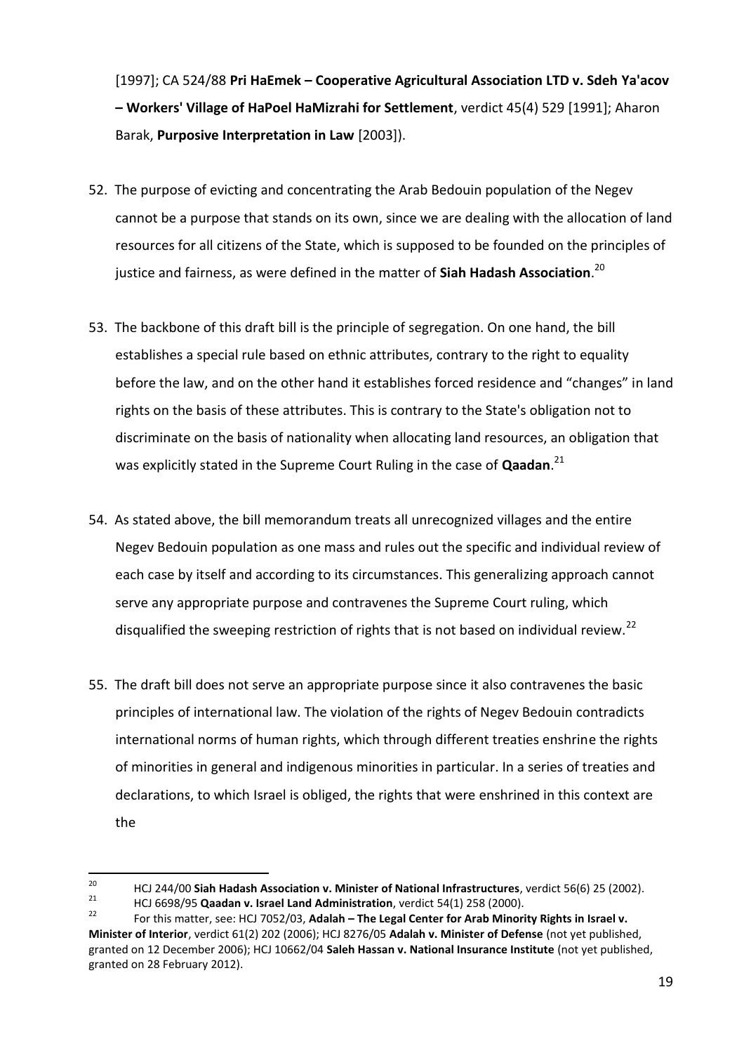[1997]; CA 524/88 **Pri HaEmek – Cooperative Agricultural Association LTD v. Sdeh Ya'acov – Workers' Village of HaPoel HaMizrahi for Settlement**, verdict 45(4) 529 [1991]; Aharon Barak, **Purposive Interpretation in Law** [2003]).

52. The purpose of evicting and concentrating the Arab Bedouin population of the Negev cannot be a purpose that stands on its own, since we are dealing with the allocation of land resources for all citizens of the State, which is supposed to be founded on the principles of justice and fairness, as were defined in the matter of **Siah Hadash Association**.[20]

53. The backbone of this draft bill is the principle of segregation. On one hand, the bill establishes a special rule based on ethnic attributes, contrary to the right to equality before the law, and on the other hand it establishes forced residence and "changes" in land rights on the basis of these attributes. This is contrary to the State's obligation not to discriminate on the basis of nationality when allocating land resources, an obligation that was explicitly stated in the Supreme Court Ruling in the case of **Qaadan**.[21]

54. As stated above, the bill memorandum treats all unrecognized villages and the entire Negev Bedouin population as one mass and rules out the specific and individual review of each case by itself and according to its circumstances. This generalizing approach cannot serve any appropriate purpose and contravenes the Supreme Court ruling, which disqualified the sweeping restriction of rights that is not based on individual review.[22]

55. The draft bill does not serve an appropriate purpose since it also contravenes the basic principles of international law. The violation of the rights of Negev Bedouin contradicts international norms of human rights, which through different treaties enshrine the rights of minorities in general and indigenous minorities in particular. In a series of treaties and declarations, to which Israel is obliged, the rights that were enshrined in this context are the

---

[20] HCJ 244/00 **Siah Hadash Association v. Minister of National Infrastructures**, verdict 56(6) 25 (2002).

[21] HCJ 6698/95 **Qaadan v. Israel Land Administration**, verdict 54(1) 258 (2000).

[22] For this matter, see: HCJ 7052/03, **Adalah – The Legal Center for Arab Minority Rights in Israel v. Minister of Interior**, verdict 61(2) 202 (2006); HCJ 8276/05 **Adalah v. Minister of Defense** (not yet published, granted on 12 December 2006); HCJ 10662/04 **Saleh Hassan v. National Insurance Institute** (not yet published, granted on 28 February 2012).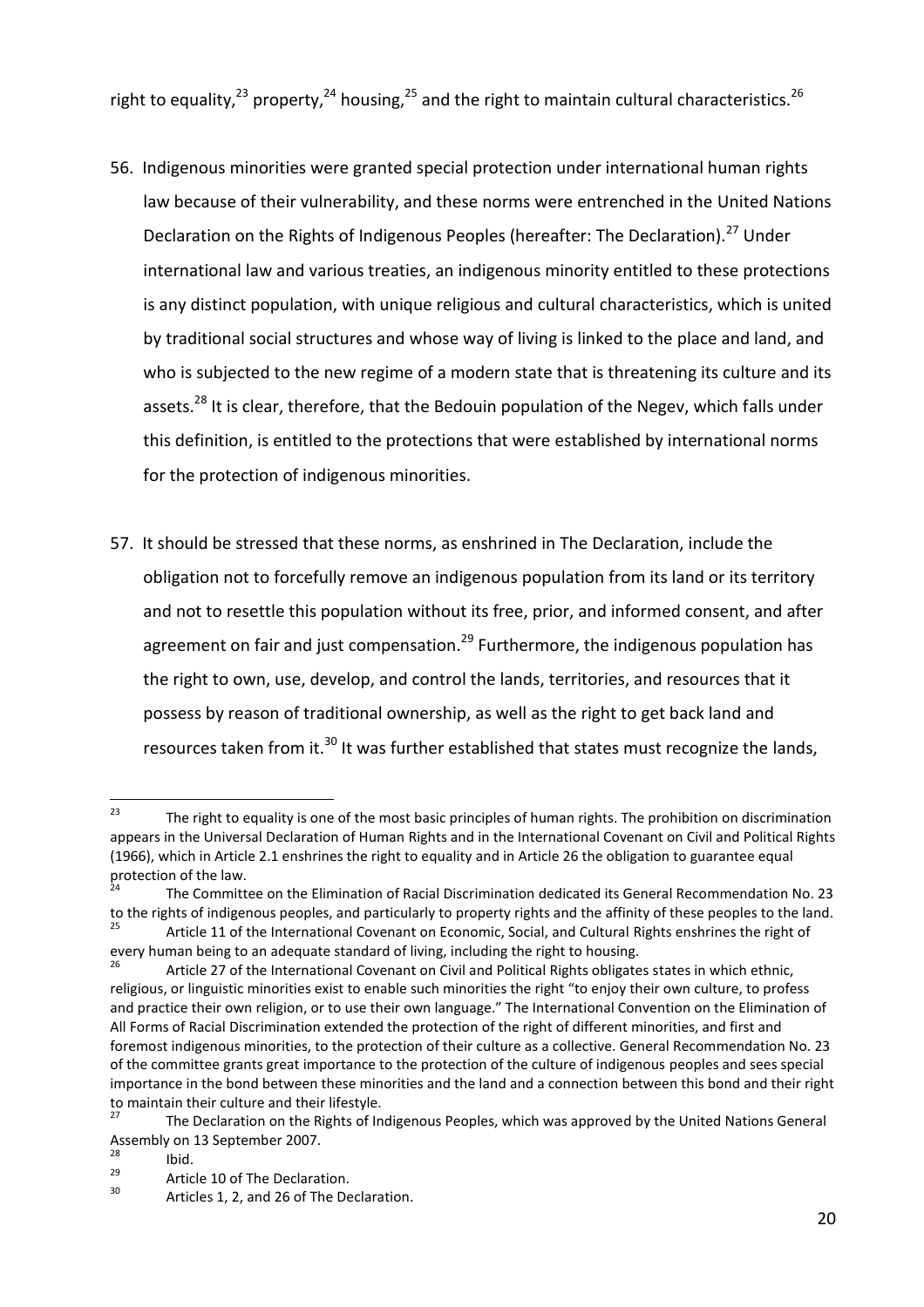right to equality,[23] property,[24] housing,[25] and the right to maintain cultural characteristics.[26]

56. Indigenous minorities were granted special protection under international human rights law because of their vulnerability, and these norms were entrenched in the United Nations Declaration on the Rights of Indigenous Peoples (hereafter: The Declaration).[27] Under international law and various treaties, an indigenous minority entitled to these protections is any distinct population, with unique religious and cultural characteristics, which is united by traditional social structures and whose way of living is linked to the place and land, and who is subjected to the new regime of a modern state that is threatening its culture and its assets.[28] It is clear, therefore, that the Bedouin population of the Negev, which falls under this definition, is entitled to the protections that were established by international norms for the protection of indigenous minorities.

57. It should be stressed that these norms, as enshrined in The Declaration, include the obligation not to forcefully remove an indigenous population from its land or its territory and not to resettle this population without its free, prior, and informed consent, and after agreement on fair and just compensation.[29] Furthermore, the indigenous population has the right to own, use, develop, and control the lands, territories, and resources that it possess by reason of traditional ownership, as well as the right to get back land and resources taken from it.[30] It was further established that states must recognize the lands,

---

[23] The right to equality is one of the most basic principles of human rights. The prohibition on discrimination appears in the Universal Declaration of Human Rights and in the International Covenant on Civil and Political Rights (1966), which in Article 2.1 enshrines the right to equality and in Article 26 the obligation to guarantee equal protection of the law.

[24] The Committee on the Elimination of Racial Discrimination dedicated its General Recommendation No. 23 to the rights of indigenous peoples, and particularly to property rights and the affinity of these peoples to the land.

[25] Article 11 of the International Covenant on Economic, Social, and Cultural Rights enshrines the right of every human being to an adequate standard of living, including the right to housing.

[26] Article 27 of the International Covenant on Civil and Political Rights obligates states in which ethnic, religious, or linguistic minorities exist to enable such minorities the right "to enjoy their own culture, to profess and practice their own religion, or to use their own language." The International Convention on the Elimination of All Forms of Racial Discrimination extended the protection of the right of different minorities, and first and foremost indigenous minorities, to the protection of their culture as a collective. General Recommendation No. 23 of the committee grants great importance to the protection of the culture of indigenous peoples and sees special importance in the bond between these minorities and the land and a connection between this bond and their right to maintain their culture and their lifestyle.

[27] The Declaration on the Rights of Indigenous Peoples, which was approved by the United Nations General Assembly on 13 September 2007.

[28] Ibid.

[29] Article 10 of The Declaration.

[30] Articles 1, 2, and 26 of The Declaration.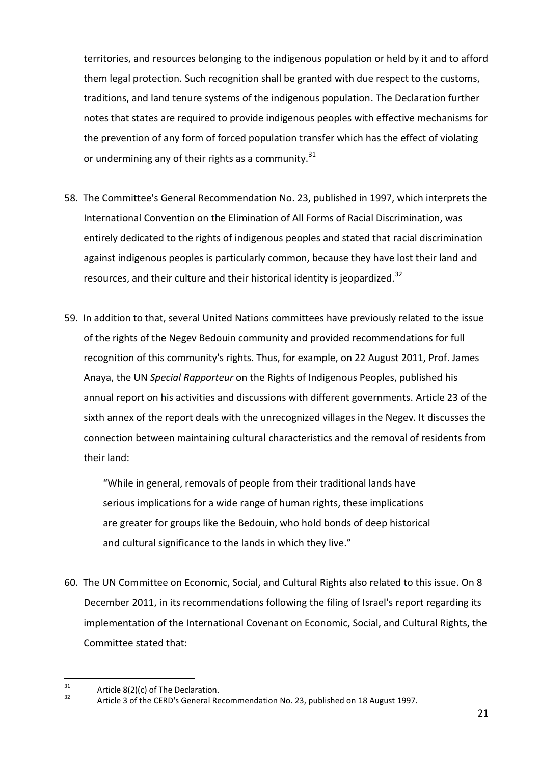territories, and resources belonging to the indigenous population or held by it and to afford them legal protection. Such recognition shall be granted with due respect to the customs, traditions, and land tenure systems of the indigenous population. The Declaration further notes that states are required to provide indigenous peoples with effective mechanisms for the prevention of any form of forced population transfer which has the effect of violating or undermining any of their rights as a community.[31]

58. The Committee's General Recommendation No. 23, published in 1997, which interprets the International Convention on the Elimination of All Forms of Racial Discrimination, was entirely dedicated to the rights of indigenous peoples and stated that racial discrimination against indigenous peoples is particularly common, because they have lost their land and resources, and their culture and their historical identity is jeopardized.[32]

59. In addition to that, several United Nations committees have previously related to the issue of the rights of the Negev Bedouin community and provided recommendations for full recognition of this community's rights. Thus, for example, on 22 August 2011, Prof. James Anaya, the UN *Special Rapporteur* on the Rights of Indigenous Peoples, published his annual report on his activities and discussions with different governments. Article 23 of the sixth annex of the report deals with the unrecognized villages in the Negev. It discusses the connection between maintaining cultural characteristics and the removal of residents from their land:

    > "While in general, removals of people from their traditional lands have serious implications for a wide range of human rights, these implications are greater for groups like the Bedouin, who hold bonds of deep historical and cultural significance to the lands in which they live."

60. The UN Committee on Economic, Social, and Cultural Rights also related to this issue. On 8 December 2011, in its recommendations following the filing of Israel's report regarding its implementation of the International Covenant on Economic, Social, and Cultural Rights, the Committee stated that:

---

[31] Article 8(2)(c) of The Declaration.

[32] Article 3 of the CERD's General Recommendation No. 23, published on 18 August 1997.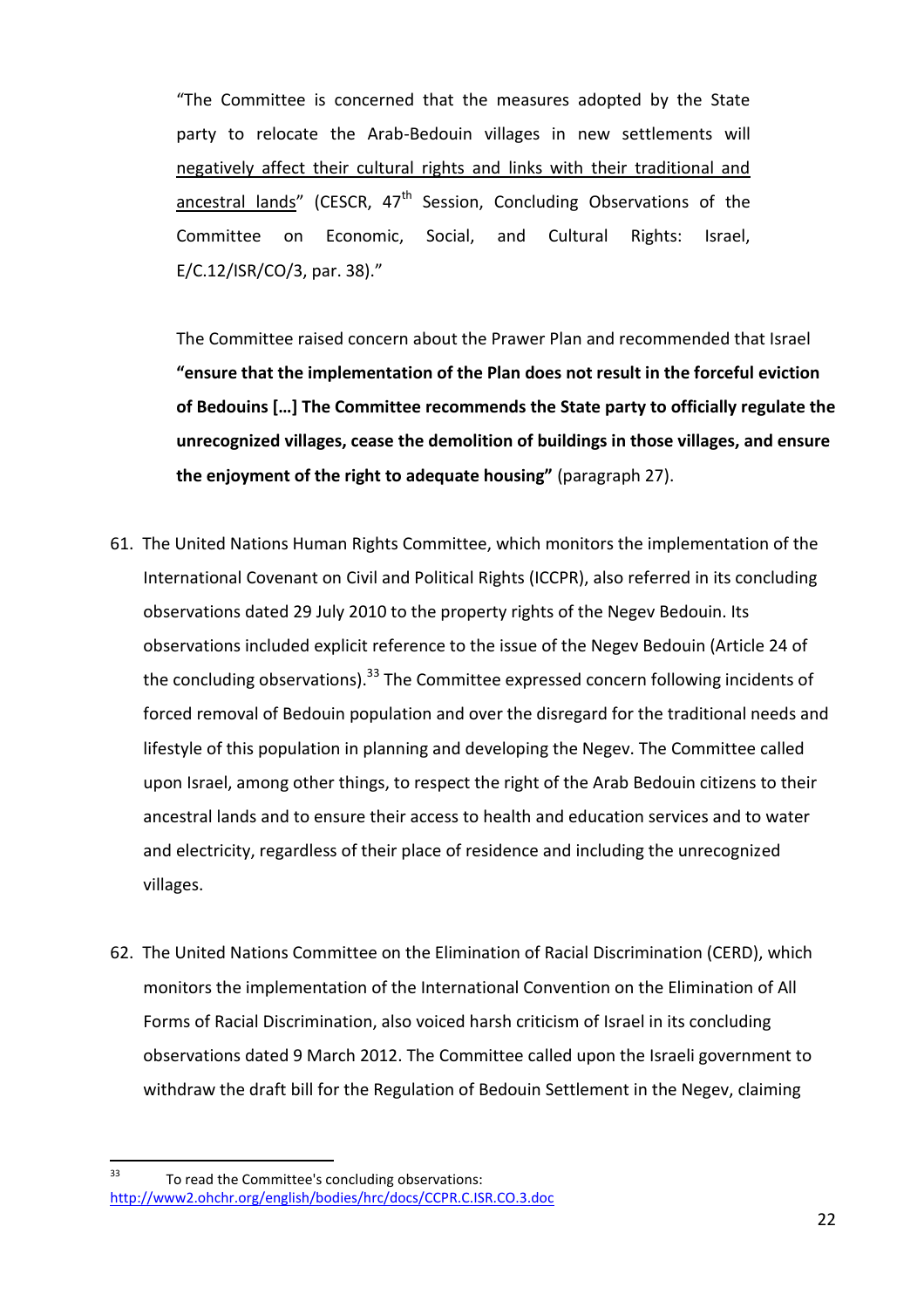"The Committee is concerned that the measures adopted by the State party to relocate the Arab-Bedouin villages in new settlements will negatively affect their cultural rights and links with their traditional and ancestral lands" (CESCR, 47th Session, Concluding Observations of the Committee on Economic, Social, and Cultural Rights: Israel, E/C.12/ISR/CO/3, par. 38)."

The Committee raised concern about the Prawer Plan and recommended that Israel **"ensure that the implementation of the Plan does not result in the forceful eviction of Bedouins […] The Committee recommends the State party to officially regulate the unrecognized villages, cease the demolition of buildings in those villages, and ensure the enjoyment of the right to adequate housing"** (paragraph 27).

61. The United Nations Human Rights Committee, which monitors the implementation of the International Covenant on Civil and Political Rights (ICCPR), also referred in its concluding observations dated 29 July 2010 to the property rights of the Negev Bedouin. Its observations included explicit reference to the issue of the Negev Bedouin (Article 24 of the concluding observations).[33] The Committee expressed concern following incidents of forced removal of Bedouin population and over the disregard for the traditional needs and lifestyle of this population in planning and developing the Negev. The Committee called upon Israel, among other things, to respect the right of the Arab Bedouin citizens to their ancestral lands and to ensure their access to health and education services and to water and electricity, regardless of their place of residence and including the unrecognized villages.

62. The United Nations Committee on the Elimination of Racial Discrimination (CERD), which monitors the implementation of the International Convention on the Elimination of All Forms of Racial Discrimination, also voiced harsh criticism of Israel in its concluding observations dated 9 March 2012. The Committee called upon the Israeli government to withdraw the draft bill for the Regulation of Bedouin Settlement in the Negev, claiming

[33] To read the Committee's concluding observations: http://www2.ohchr.org/english/bodies/hrc/docs/CCPR.C.ISR.CO.3.doc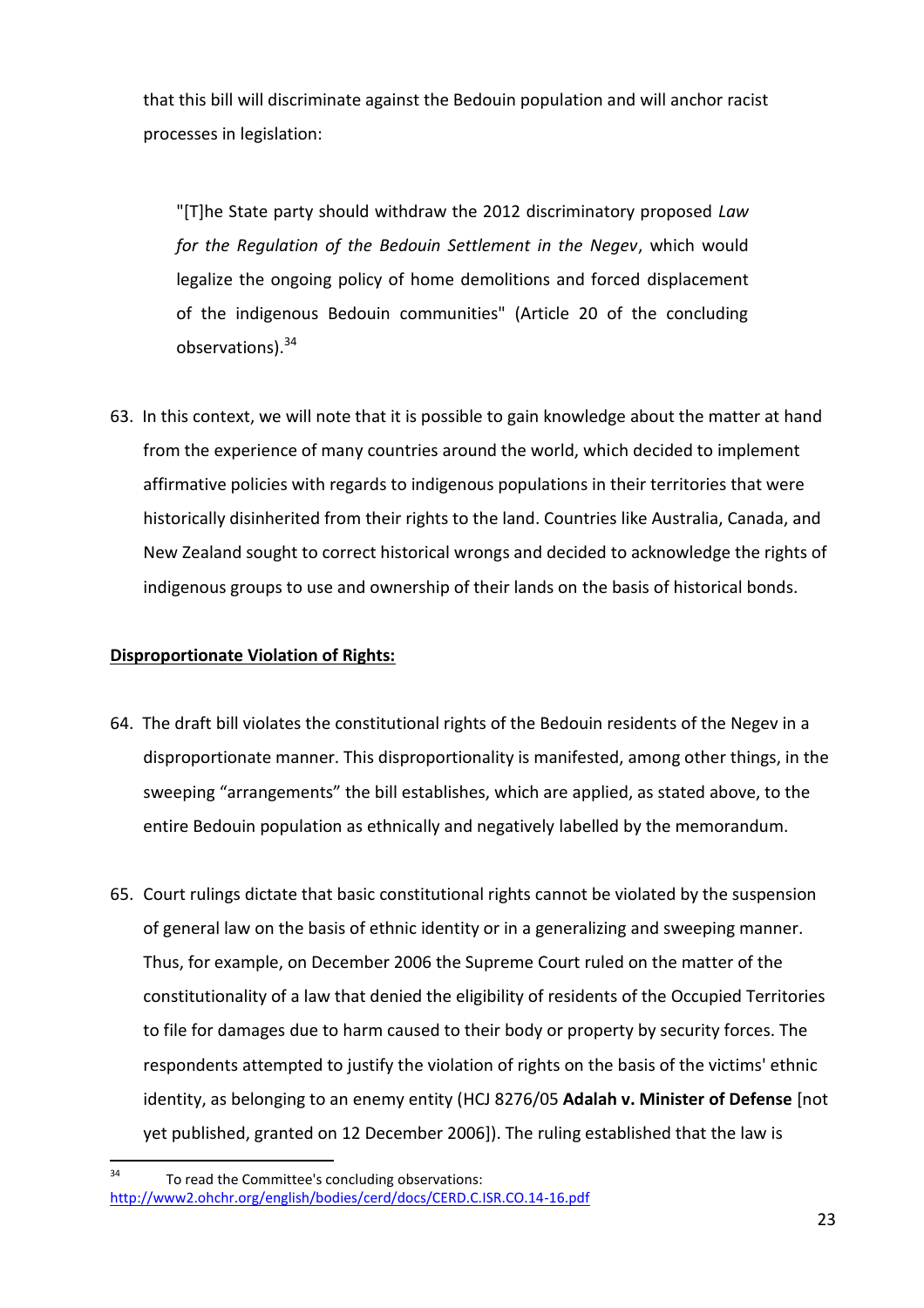that this bill will discriminate against the Bedouin population and will anchor racist processes in legislation:

> "[T]he State party should withdraw the 2012 discriminatory proposed *Law for the Regulation of the Bedouin Settlement in the Negev*, which would legalize the ongoing policy of home demolitions and forced displacement of the indigenous Bedouin communities" (Article 20 of the concluding observations).[34]

63. In this context, we will note that it is possible to gain knowledge about the matter at hand from the experience of many countries around the world, which decided to implement affirmative policies with regards to indigenous populations in their territories that were historically disinherited from their rights to the land. Countries like Australia, Canada, and New Zealand sought to correct historical wrongs and decided to acknowledge the rights of indigenous groups to use and ownership of their lands on the basis of historical bonds.

**<u>Disproportionate Violation of Rights:</u>**

64. The draft bill violates the constitutional rights of the Bedouin residents of the Negev in a disproportionate manner. This disproportionality is manifested, among other things, in the sweeping "arrangements" the bill establishes, which are applied, as stated above, to the entire Bedouin population as ethnically and negatively labelled by the memorandum.

65. Court rulings dictate that basic constitutional rights cannot be violated by the suspension of general law on the basis of ethnic identity or in a generalizing and sweeping manner. Thus, for example, on December 2006 the Supreme Court ruled on the matter of the constitutionality of a law that denied the eligibility of residents of the Occupied Territories to file for damages due to harm caused to their body or property by security forces. The respondents attempted to justify the violation of rights on the basis of the victims' ethnic identity, as belonging to an enemy entity (HCJ 8276/05 **Adalah v. Minister of Defense** [not yet published, granted on 12 December 2006]). The ruling established that the law is

---

[34] To read the Committee's concluding observations: http://www2.ohchr.org/english/bodies/cerd/docs/CERD.C.ISR.CO.14-16.pdf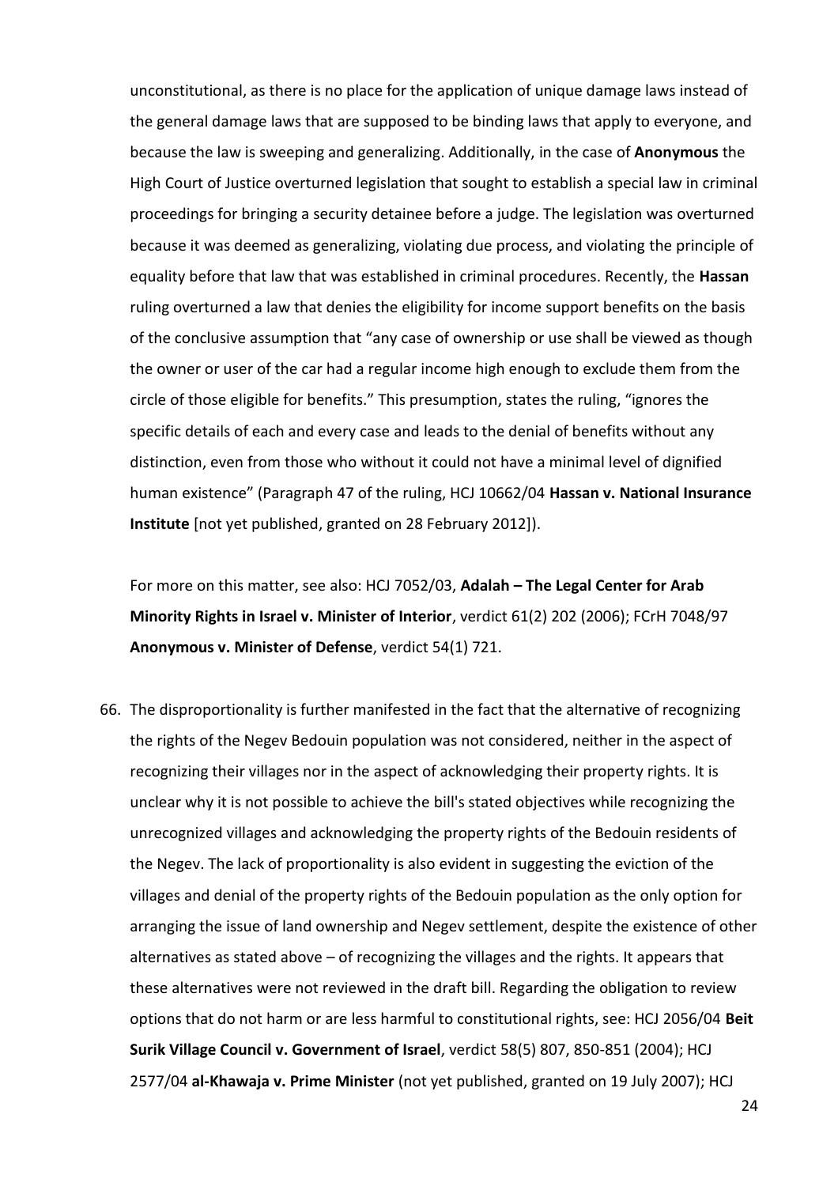unconstitutional, as there is no place for the application of unique damage laws instead of the general damage laws that are supposed to be binding laws that apply to everyone, and because the law is sweeping and generalizing. Additionally, in the case of **Anonymous** the High Court of Justice overturned legislation that sought to establish a special law in criminal proceedings for bringing a security detainee before a judge. The legislation was overturned because it was deemed as generalizing, violating due process, and violating the principle of equality before that law that was established in criminal procedures. Recently, the **Hassan** ruling overturned a law that denies the eligibility for income support benefits on the basis of the conclusive assumption that "any case of ownership or use shall be viewed as though the owner or user of the car had a regular income high enough to exclude them from the circle of those eligible for benefits." This presumption, states the ruling, "ignores the specific details of each and every case and leads to the denial of benefits without any distinction, even from those who without it could not have a minimal level of dignified human existence" (Paragraph 47 of the ruling, HCJ 10662/04 **Hassan v. National Insurance Institute** [not yet published, granted on 28 February 2012]).

For more on this matter, see also: HCJ 7052/03, **Adalah – The Legal Center for Arab Minority Rights in Israel v. Minister of Interior**, verdict 61(2) 202 (2006); FCrH 7048/97 **Anonymous v. Minister of Defense**, verdict 54(1) 721.

66. The disproportionality is further manifested in the fact that the alternative of recognizing the rights of the Negev Bedouin population was not considered, neither in the aspect of recognizing their villages nor in the aspect of acknowledging their property rights. It is unclear why it is not possible to achieve the bill's stated objectives while recognizing the unrecognized villages and acknowledging the property rights of the Bedouin residents of the Negev. The lack of proportionality is also evident in suggesting the eviction of the villages and denial of the property rights of the Bedouin population as the only option for arranging the issue of land ownership and Negev settlement, despite the existence of other alternatives as stated above – of recognizing the villages and the rights. It appears that these alternatives were not reviewed in the draft bill. Regarding the obligation to review options that do not harm or are less harmful to constitutional rights, see: HCJ 2056/04 **Beit Surik Village Council v. Government of Israel**, verdict 58(5) 807, 850-851 (2004); HCJ 2577/04 **al-Khawaja v. Prime Minister** (not yet published, granted on 19 July 2007); HCJ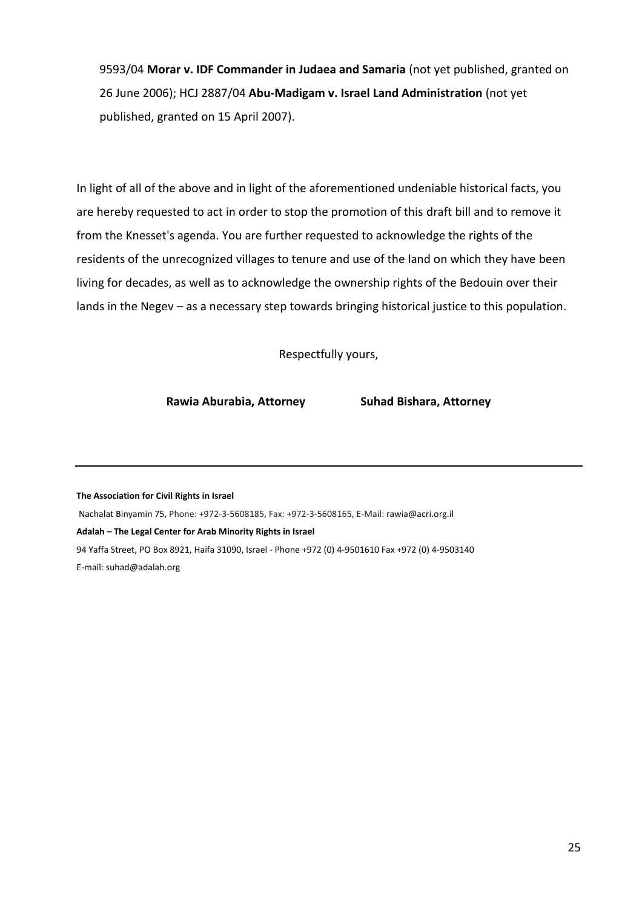9593/04 **Morar v. IDF Commander in Judaea and Samaria** (not yet published, granted on 26 June 2006); HCJ 2887/04 **Abu-Madigam v. Israel Land Administration** (not yet published, granted on 15 April 2007).

In light of all of the above and in light of the aforementioned undeniable historical facts, you are hereby requested to act in order to stop the promotion of this draft bill and to remove it from the Knesset's agenda. You are further requested to acknowledge the rights of the residents of the unrecognized villages to tenure and use of the land on which they have been living for decades, as well as to acknowledge the ownership rights of the Bedouin over their lands in the Negev – as a necessary step towards bringing historical justice to this population.

Respectfully yours,

**Rawia Aburabia, Attorney** **Suhad Bishara, Attorney**

---

**The Association for Civil Rights in Israel**

Nachalat Binyamin 75, Phone: +972-3-5608185, Fax: +972-3-5608165, E-Mail: rawia@acri.org.il

**Adalah – The Legal Center for Arab Minority Rights in Israel**

94 Yaffa Street, PO Box 8921, Haifa 31090, Israel - Phone +972 (0) 4-9501610 Fax +972 (0) 4-9503140

E-mail: suhad@adalah.org